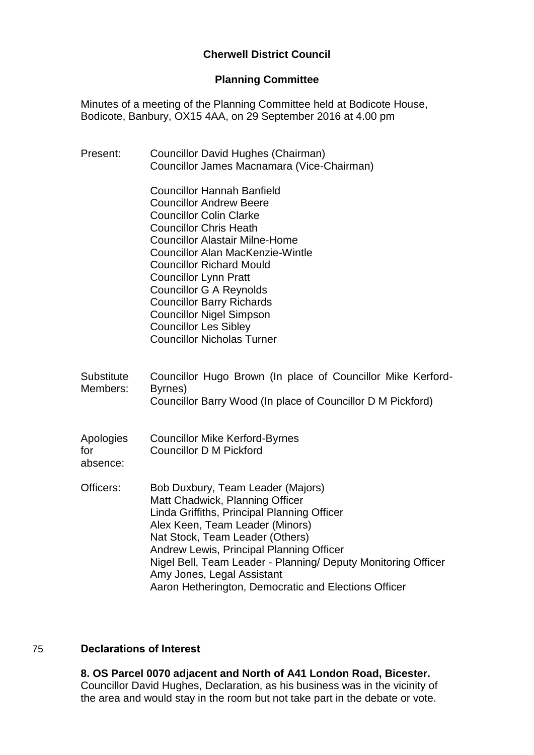# Cherwell District Council

## Planning Committee

Minutes of a meeting of the Planning Committee held at Bodicote House, Bodicote, Banbury, OX15 4AA, on 29 September 2016 at 4.00 pm

| | |
|---|---|
| Present: | Councillor David Hughes (Chairman)<br>Councillor James Macnamara (Vice-Chairman)<br><br>Councillor Hannah Banfield<br>Councillor Andrew Beere<br>Councillor Colin Clarke<br>Councillor Chris Heath<br>Councillor Alastair Milne-Home<br>Councillor Alan MacKenzie-Wintle<br>Councillor Richard Mould<br>Councillor Lynn Pratt<br>Councillor G A Reynolds<br>Councillor Barry Richards<br>Councillor Nigel Simpson<br>Councillor Les Sibley<br>Councillor Nicholas Turner |
| Substitute Members: | Councillor Hugo Brown (In place of Councillor Mike Kerford-Byrnes)<br>Councillor Barry Wood (In place of Councillor D M Pickford) |
| Apologies for absence: | Councillor Mike Kerford-Byrnes<br>Councillor D M Pickford |
| Officers: | Bob Duxbury, Team Leader (Majors)<br>Matt Chadwick, Planning Officer<br>Linda Griffiths, Principal Planning Officer<br>Alex Keen, Team Leader (Minors)<br>Nat Stock, Team Leader (Others)<br>Andrew Lewis, Principal Planning Officer<br>Nigel Bell, Team Leader - Planning/ Deputy Monitoring Officer<br>Amy Jones, Legal Assistant<br>Aaron Hetherington, Democratic and Elections Officer |

## 75 Declarations of Interest

**8. OS Parcel 0070 adjacent and North of A41 London Road, Bicester.**
Councillor David Hughes, Declaration, as his business was in the vicinity of the area and would stay in the room but not take part in the debate or vote.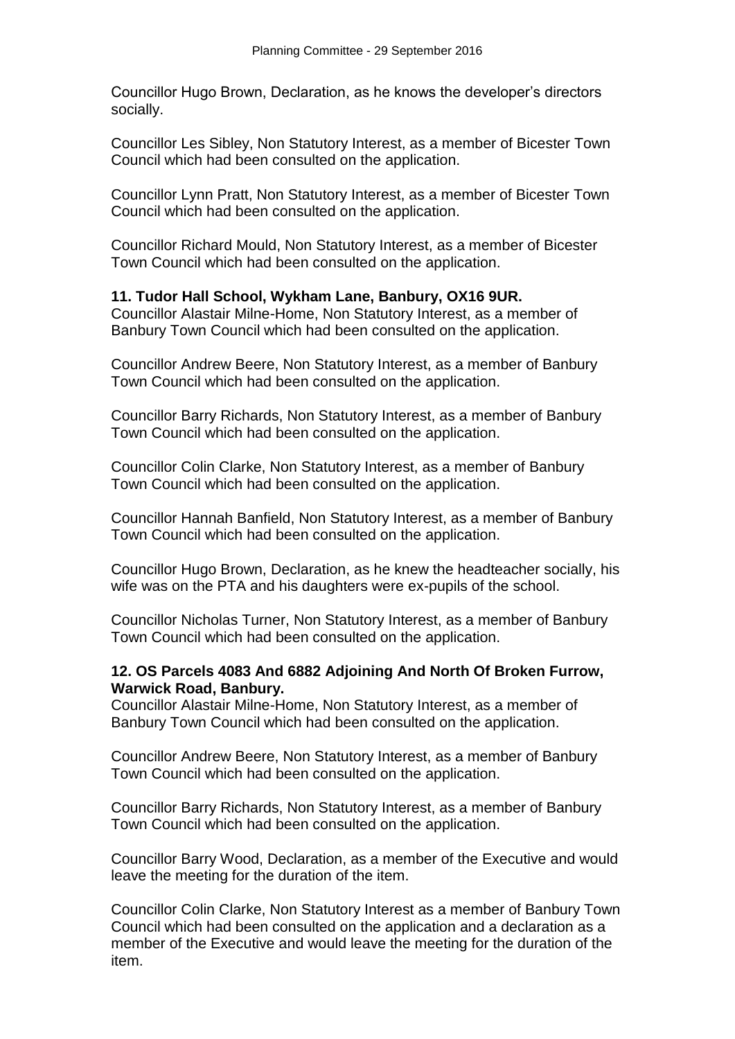Councillor Hugo Brown, Declaration, as he knows the developer's directors socially.

Councillor Les Sibley, Non Statutory Interest, as a member of Bicester Town Council which had been consulted on the application.

Councillor Lynn Pratt, Non Statutory Interest, as a member of Bicester Town Council which had been consulted on the application.

Councillor Richard Mould, Non Statutory Interest, as a member of Bicester Town Council which had been consulted on the application.

**11. Tudor Hall School, Wykham Lane, Banbury, OX16 9UR.**
Councillor Alastair Milne-Home, Non Statutory Interest, as a member of Banbury Town Council which had been consulted on the application.

Councillor Andrew Beere, Non Statutory Interest, as a member of Banbury Town Council which had been consulted on the application.

Councillor Barry Richards, Non Statutory Interest, as a member of Banbury Town Council which had been consulted on the application.

Councillor Colin Clarke, Non Statutory Interest, as a member of Banbury Town Council which had been consulted on the application.

Councillor Hannah Banfield, Non Statutory Interest, as a member of Banbury Town Council which had been consulted on the application.

Councillor Hugo Brown, Declaration, as he knew the headteacher socially, his wife was on the PTA and his daughters were ex-pupils of the school.

Councillor Nicholas Turner, Non Statutory Interest, as a member of Banbury Town Council which had been consulted on the application.

**12. OS Parcels 4083 And 6882 Adjoining And North Of Broken Furrow, Warwick Road, Banbury.**
Councillor Alastair Milne-Home, Non Statutory Interest, as a member of Banbury Town Council which had been consulted on the application.

Councillor Andrew Beere, Non Statutory Interest, as a member of Banbury Town Council which had been consulted on the application.

Councillor Barry Richards, Non Statutory Interest, as a member of Banbury Town Council which had been consulted on the application.

Councillor Barry Wood, Declaration, as a member of the Executive and would leave the meeting for the duration of the item.

Councillor Colin Clarke, Non Statutory Interest as a member of Banbury Town Council which had been consulted on the application and a declaration as a member of the Executive and would leave the meeting for the duration of the item.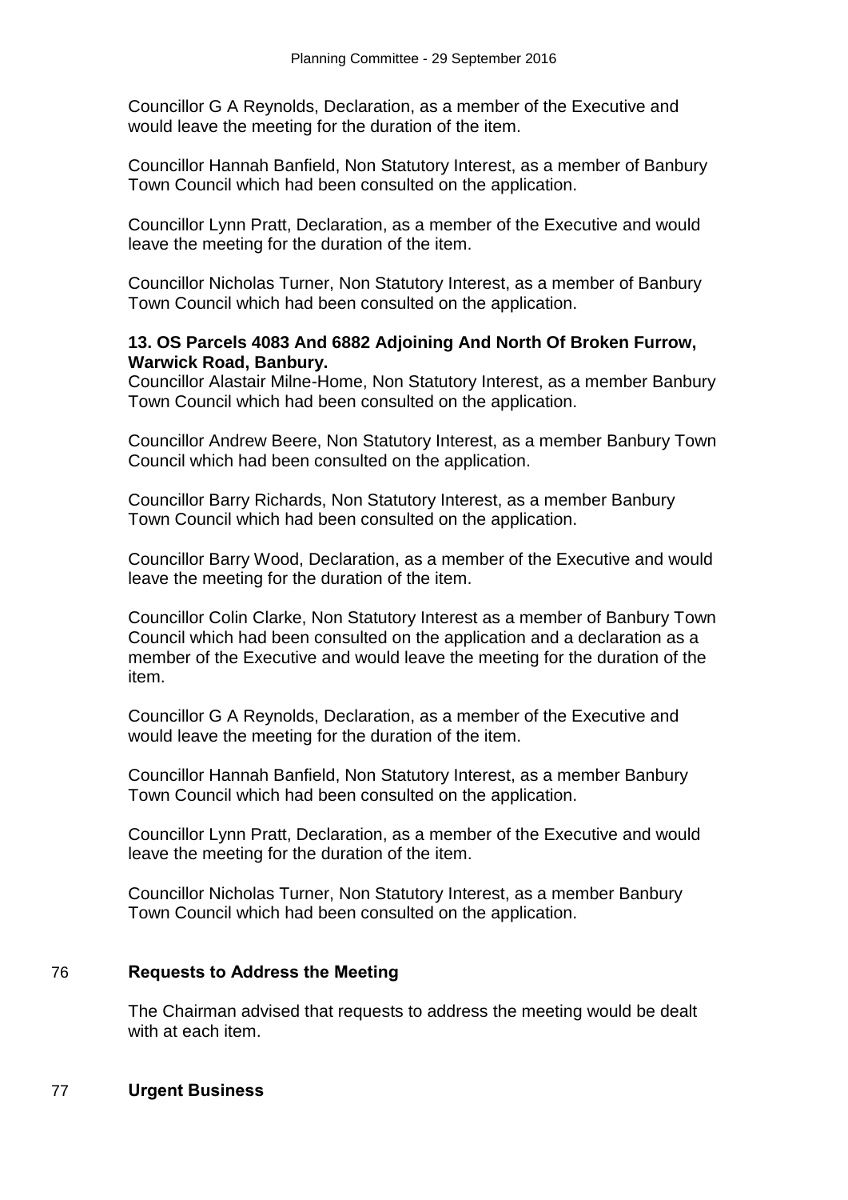Councillor G A Reynolds, Declaration, as a member of the Executive and would leave the meeting for the duration of the item.

Councillor Hannah Banfield, Non Statutory Interest, as a member of Banbury Town Council which had been consulted on the application.

Councillor Lynn Pratt, Declaration, as a member of the Executive and would leave the meeting for the duration of the item.

Councillor Nicholas Turner, Non Statutory Interest, as a member of Banbury Town Council which had been consulted on the application.

**13. OS Parcels 4083 And 6882 Adjoining And North Of Broken Furrow, Warwick Road, Banbury.**

Councillor Alastair Milne-Home, Non Statutory Interest, as a member Banbury Town Council which had been consulted on the application.

Councillor Andrew Beere, Non Statutory Interest, as a member Banbury Town Council which had been consulted on the application.

Councillor Barry Richards, Non Statutory Interest, as a member Banbury Town Council which had been consulted on the application.

Councillor Barry Wood, Declaration, as a member of the Executive and would leave the meeting for the duration of the item.

Councillor Colin Clarke, Non Statutory Interest as a member of Banbury Town Council which had been consulted on the application and a declaration as a member of the Executive and would leave the meeting for the duration of the item.

Councillor G A Reynolds, Declaration, as a member of the Executive and would leave the meeting for the duration of the item.

Councillor Hannah Banfield, Non Statutory Interest, as a member Banbury Town Council which had been consulted on the application.

Councillor Lynn Pratt, Declaration, as a member of the Executive and would leave the meeting for the duration of the item.

Councillor Nicholas Turner, Non Statutory Interest, as a member Banbury Town Council which had been consulted on the application.

## 76 Requests to Address the Meeting

The Chairman advised that requests to address the meeting would be dealt with at each item.

## 77 Urgent Business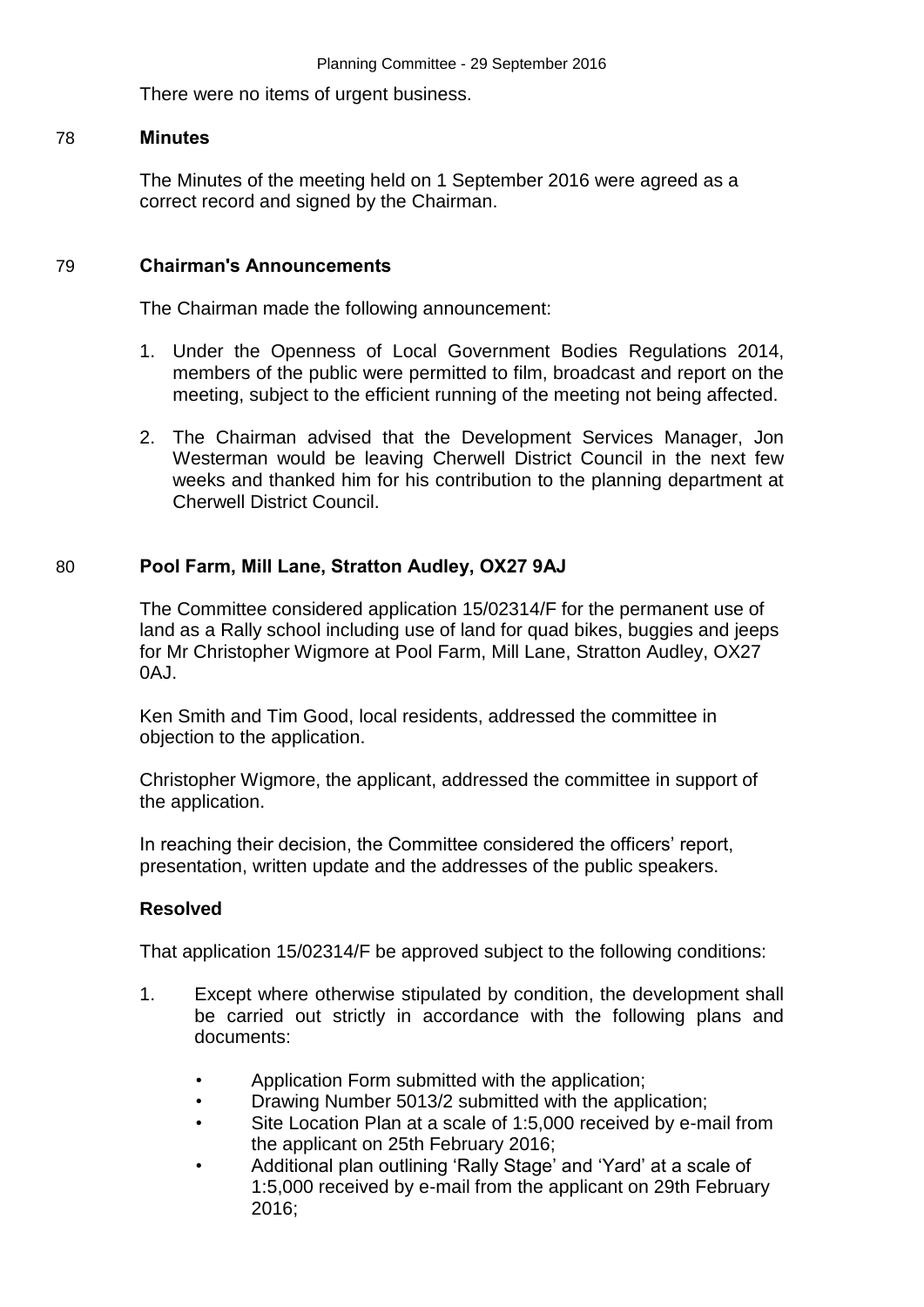There were no items of urgent business.

## 78 Minutes

The Minutes of the meeting held on 1 September 2016 were agreed as a correct record and signed by the Chairman.

## 79 Chairman's Announcements

The Chairman made the following announcement:

1. Under the Openness of Local Government Bodies Regulations 2014, members of the public were permitted to film, broadcast and report on the meeting, subject to the efficient running of the meeting not being affected.
2. The Chairman advised that the Development Services Manager, Jon Westerman would be leaving Cherwell District Council in the next few weeks and thanked him for his contribution to the planning department at Cherwell District Council.

## 80 Pool Farm, Mill Lane, Stratton Audley, OX27 9AJ

The Committee considered application 15/02314/F for the permanent use of land as a Rally school including use of land for quad bikes, buggies and jeeps for Mr Christopher Wigmore at Pool Farm, Mill Lane, Stratton Audley, OX27 0AJ.

Ken Smith and Tim Good, local residents, addressed the committee in objection to the application.

Christopher Wigmore, the applicant, addressed the committee in support of the application.

In reaching their decision, the Committee considered the officers' report, presentation, written update and the addresses of the public speakers.

### Resolved

That application 15/02314/F be approved subject to the following conditions:

1. Except where otherwise stipulated by condition, the development shall be carried out strictly in accordance with the following plans and documents:
   - Application Form submitted with the application;
   - Drawing Number 5013/2 submitted with the application;
   - Site Location Plan at a scale of 1:5,000 received by e-mail from the applicant on 25th February 2016;
   - Additional plan outlining 'Rally Stage' and 'Yard' at a scale of 1:5,000 received by e-mail from the applicant on 29th February 2016;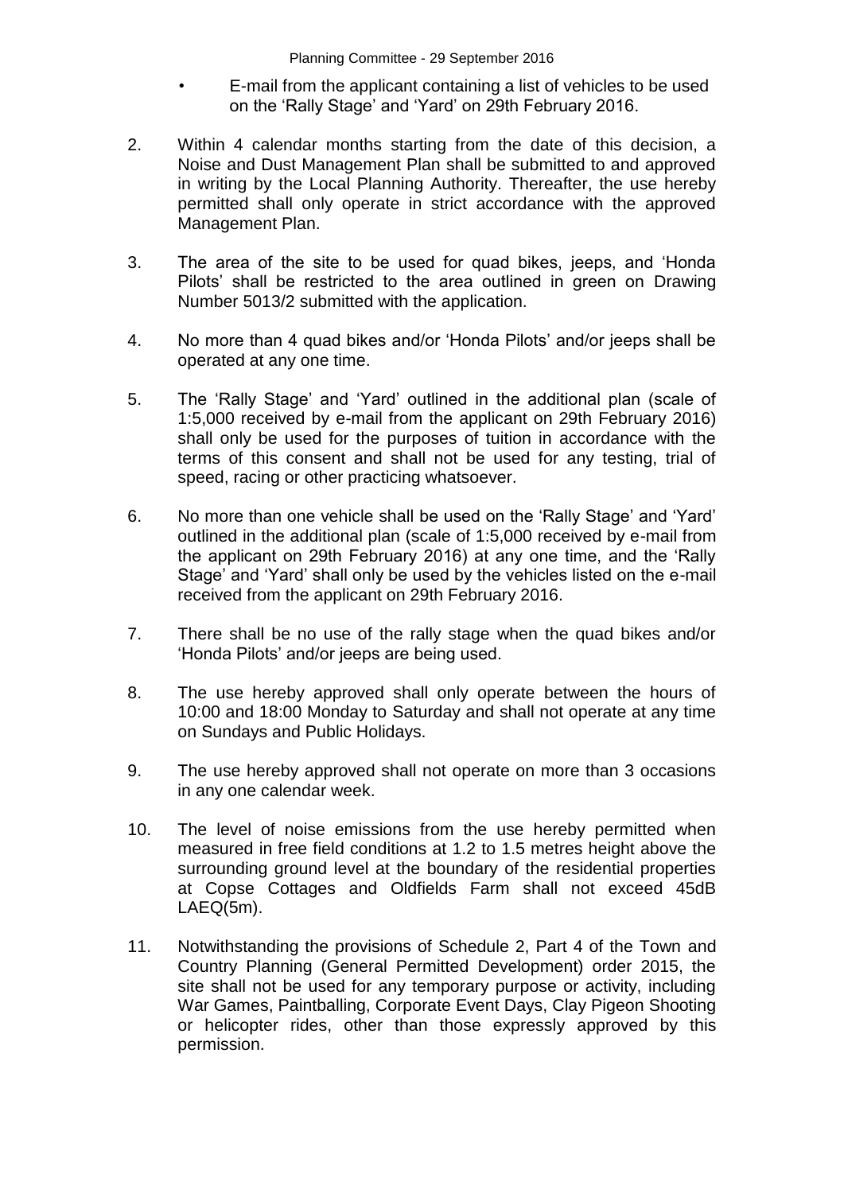- E-mail from the applicant containing a list of vehicles to be used on the 'Rally Stage' and 'Yard' on 29th February 2016.

2. Within 4 calendar months starting from the date of this decision, a Noise and Dust Management Plan shall be submitted to and approved in writing by the Local Planning Authority. Thereafter, the use hereby permitted shall only operate in strict accordance with the approved Management Plan.

3. The area of the site to be used for quad bikes, jeeps, and 'Honda Pilots' shall be restricted to the area outlined in green on Drawing Number 5013/2 submitted with the application.

4. No more than 4 quad bikes and/or 'Honda Pilots' and/or jeeps shall be operated at any one time.

5. The 'Rally Stage' and 'Yard' outlined in the additional plan (scale of 1:5,000 received by e-mail from the applicant on 29th February 2016) shall only be used for the purposes of tuition in accordance with the terms of this consent and shall not be used for any testing, trial of speed, racing or other practicing whatsoever.

6. No more than one vehicle shall be used on the 'Rally Stage' and 'Yard' outlined in the additional plan (scale of 1:5,000 received by e-mail from the applicant on 29th February 2016) at any one time, and the 'Rally Stage' and 'Yard' shall only be used by the vehicles listed on the e-mail received from the applicant on 29th February 2016.

7. There shall be no use of the rally stage when the quad bikes and/or 'Honda Pilots' and/or jeeps are being used.

8. The use hereby approved shall only operate between the hours of 10:00 and 18:00 Monday to Saturday and shall not operate at any time on Sundays and Public Holidays.

9. The use hereby approved shall not operate on more than 3 occasions in any one calendar week.

10. The level of noise emissions from the use hereby permitted when measured in free field conditions at 1.2 to 1.5 metres height above the surrounding ground level at the boundary of the residential properties at Copse Cottages and Oldfields Farm shall not exceed 45dB LAEQ(5m).

11. Notwithstanding the provisions of Schedule 2, Part 4 of the Town and Country Planning (General Permitted Development) order 2015, the site shall not be used for any temporary purpose or activity, including War Games, Paintballing, Corporate Event Days, Clay Pigeon Shooting or helicopter rides, other than those expressly approved by this permission.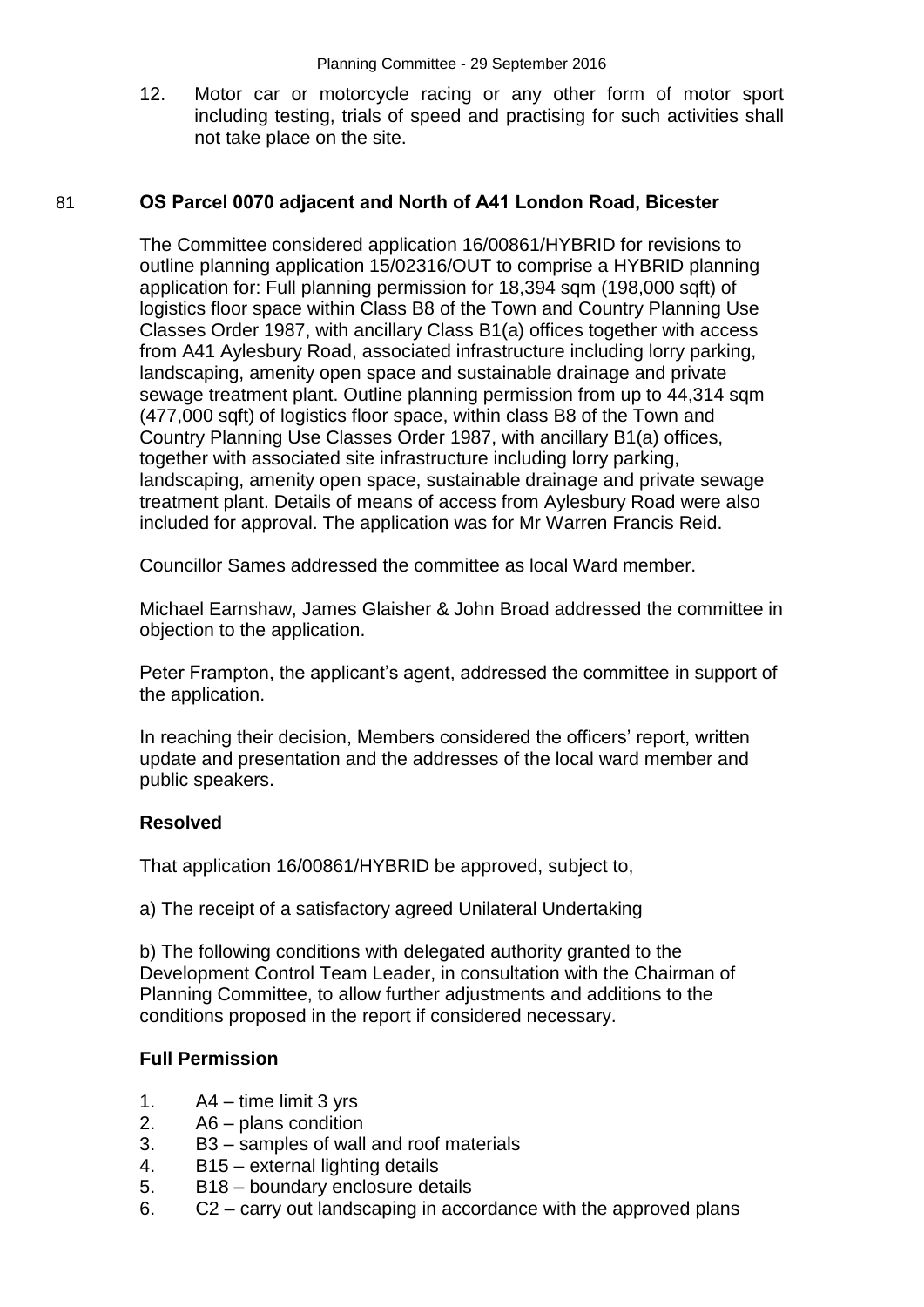12. Motor car or motorcycle racing or any other form of motor sport including testing, trials of speed and practising for such activities shall not take place on the site.

## 81 OS Parcel 0070 adjacent and North of A41 London Road, Bicester

The Committee considered application 16/00861/HYBRID for revisions to outline planning application 15/02316/OUT to comprise a HYBRID planning application for: Full planning permission for 18,394 sqm (198,000 sqft) of logistics floor space within Class B8 of the Town and Country Planning Use Classes Order 1987, with ancillary Class B1(a) offices together with access from A41 Aylesbury Road, associated infrastructure including lorry parking, landscaping, amenity open space and sustainable drainage and private sewage treatment plant. Outline planning permission from up to 44,314 sqm (477,000 sqft) of logistics floor space, within class B8 of the Town and Country Planning Use Classes Order 1987, with ancillary B1(a) offices, together with associated site infrastructure including lorry parking, landscaping, amenity open space, sustainable drainage and private sewage treatment plant. Details of means of access from Aylesbury Road were also included for approval. The application was for Mr Warren Francis Reid.

Councillor Sames addressed the committee as local Ward member.

Michael Earnshaw, James Glaisher & John Broad addressed the committee in objection to the application.

Peter Frampton, the applicant's agent, addressed the committee in support of the application.

In reaching their decision, Members considered the officers' report, written update and presentation and the addresses of the local ward member and public speakers.

**Resolved**

That application 16/00861/HYBRID be approved, subject to,

a) The receipt of a satisfactory agreed Unilateral Undertaking

b) The following conditions with delegated authority granted to the Development Control Team Leader, in consultation with the Chairman of Planning Committee, to allow further adjustments and additions to the conditions proposed in the report if considered necessary.

**Full Permission**

1. A4 – time limit 3 yrs
2. A6 – plans condition
3. B3 – samples of wall and roof materials
4. B15 – external lighting details
5. B18 – boundary enclosure details
6. C2 – carry out landscaping in accordance with the approved plans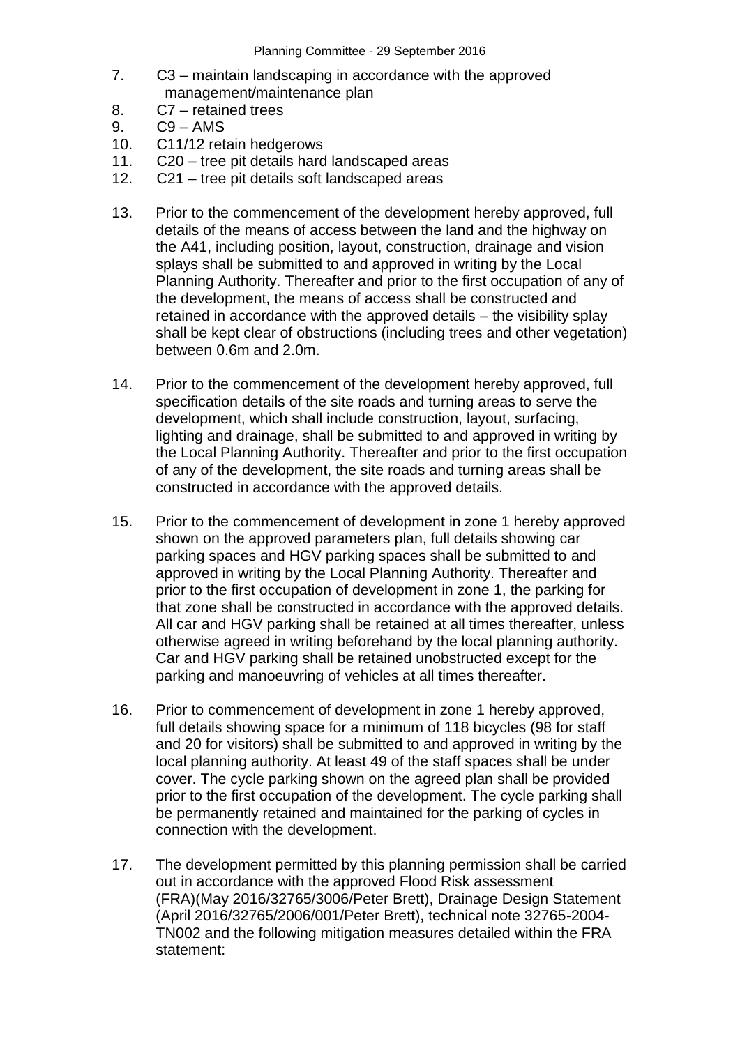7. C3 – maintain landscaping in accordance with the approved management/maintenance plan
8. C7 – retained trees
9. C9 – AMS
10. C11/12 retain hedgerows
11. C20 – tree pit details hard landscaped areas
12. C21 – tree pit details soft landscaped areas

13. Prior to the commencement of the development hereby approved, full details of the means of access between the land and the highway on the A41, including position, layout, construction, drainage and vision splays shall be submitted to and approved in writing by the Local Planning Authority. Thereafter and prior to the first occupation of any of the development, the means of access shall be constructed and retained in accordance with the approved details – the visibility splay shall be kept clear of obstructions (including trees and other vegetation) between 0.6m and 2.0m.

14. Prior to the commencement of the development hereby approved, full specification details of the site roads and turning areas to serve the development, which shall include construction, layout, surfacing, lighting and drainage, shall be submitted to and approved in writing by the Local Planning Authority. Thereafter and prior to the first occupation of any of the development, the site roads and turning areas shall be constructed in accordance with the approved details.

15. Prior to the commencement of development in zone 1 hereby approved shown on the approved parameters plan, full details showing car parking spaces and HGV parking spaces shall be submitted to and approved in writing by the Local Planning Authority. Thereafter and prior to the first occupation of development in zone 1, the parking for that zone shall be constructed in accordance with the approved details. All car and HGV parking shall be retained at all times thereafter, unless otherwise agreed in writing beforehand by the local planning authority. Car and HGV parking shall be retained unobstructed except for the parking and manoeuvring of vehicles at all times thereafter.

16. Prior to commencement of development in zone 1 hereby approved, full details showing space for a minimum of 118 bicycles (98 for staff and 20 for visitors) shall be submitted to and approved in writing by the local planning authority. At least 49 of the staff spaces shall be under cover. The cycle parking shown on the agreed plan shall be provided prior to the first occupation of the development. The cycle parking shall be permanently retained and maintained for the parking of cycles in connection with the development.

17. The development permitted by this planning permission shall be carried out in accordance with the approved Flood Risk assessment (FRA)(May 2016/32765/3006/Peter Brett), Drainage Design Statement (April 2016/32765/2006/001/Peter Brett), technical note 32765-2004-TN002 and the following mitigation measures detailed within the FRA statement: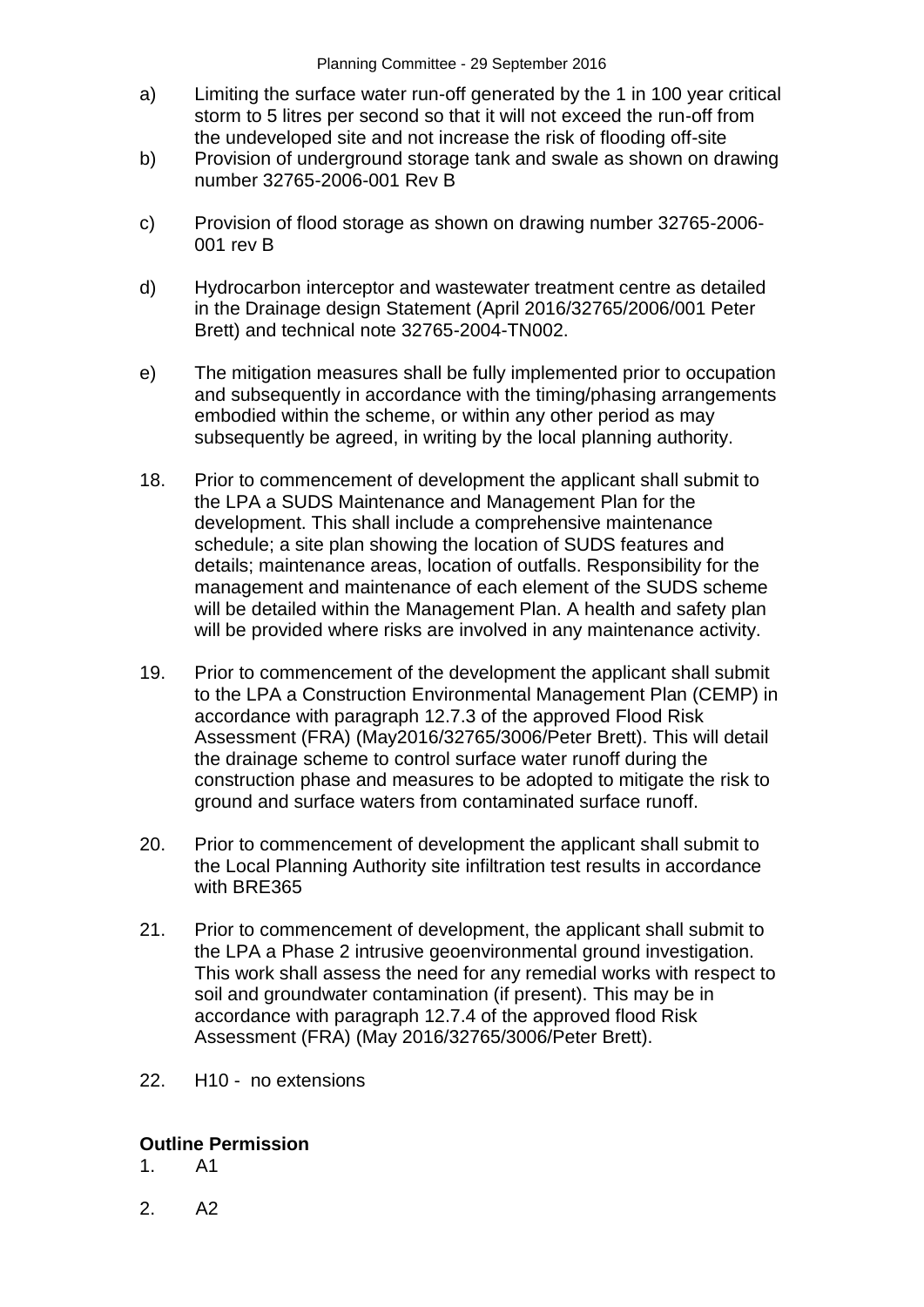a) Limiting the surface water run-off generated by the 1 in 100 year critical storm to 5 litres per second so that it will not exceed the run-off from the undeveloped site and not increase the risk of flooding off-site

b) Provision of underground storage tank and swale as shown on drawing number 32765-2006-001 Rev B

c) Provision of flood storage as shown on drawing number 32765-2006-001 rev B

d) Hydrocarbon interceptor and wastewater treatment centre as detailed in the Drainage design Statement (April 2016/32765/2006/001 Peter Brett) and technical note 32765-2004-TN002.

e) The mitigation measures shall be fully implemented prior to occupation and subsequently in accordance with the timing/phasing arrangements embodied within the scheme, or within any other period as may subsequently be agreed, in writing by the local planning authority.

18. Prior to commencement of development the applicant shall submit to the LPA a SUDS Maintenance and Management Plan for the development. This shall include a comprehensive maintenance schedule; a site plan showing the location of SUDS features and details; maintenance areas, location of outfalls. Responsibility for the management and maintenance of each element of the SUDS scheme will be detailed within the Management Plan. A health and safety plan will be provided where risks are involved in any maintenance activity.

19. Prior to commencement of the development the applicant shall submit to the LPA a Construction Environmental Management Plan (CEMP) in accordance with paragraph 12.7.3 of the approved Flood Risk Assessment (FRA) (May2016/32765/3006/Peter Brett). This will detail the drainage scheme to control surface water runoff during the construction phase and measures to be adopted to mitigate the risk to ground and surface waters from contaminated surface runoff.

20. Prior to commencement of development the applicant shall submit to the Local Planning Authority site infiltration test results in accordance with BRE365

21. Prior to commencement of development, the applicant shall submit to the LPA a Phase 2 intrusive geoenvironmental ground investigation. This work shall assess the need for any remedial works with respect to soil and groundwater contamination (if present). This may be in accordance with paragraph 12.7.4 of the approved flood Risk Assessment (FRA) (May 2016/32765/3006/Peter Brett).

22. H10 - no extensions

**Outline Permission**

1. A1

2. A2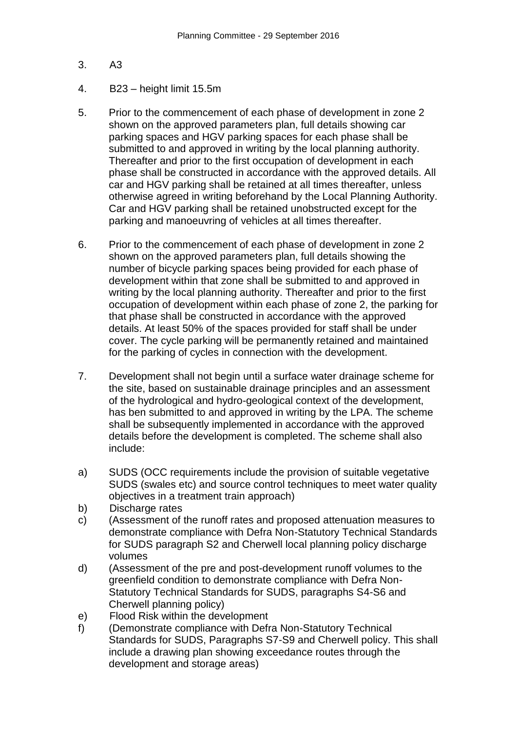3. A3

4. B23 – height limit 15.5m

5. Prior to the commencement of each phase of development in zone 2 shown on the approved parameters plan, full details showing car parking spaces and HGV parking spaces for each phase shall be submitted to and approved in writing by the local planning authority. Thereafter and prior to the first occupation of development in each phase shall be constructed in accordance with the approved details. All car and HGV parking shall be retained at all times thereafter, unless otherwise agreed in writing beforehand by the Local Planning Authority. Car and HGV parking shall be retained unobstructed except for the parking and manoeuvring of vehicles at all times thereafter.

6. Prior to the commencement of each phase of development in zone 2 shown on the approved parameters plan, full details showing the number of bicycle parking spaces being provided for each phase of development within that zone shall be submitted to and approved in writing by the local planning authority. Thereafter and prior to the first occupation of development within each phase of zone 2, the parking for that phase shall be constructed in accordance with the approved details. At least 50% of the spaces provided for staff shall be under cover. The cycle parking will be permanently retained and maintained for the parking of cycles in connection with the development.

7. Development shall not begin until a surface water drainage scheme for the site, based on sustainable drainage principles and an assessment of the hydrological and hydro-geological context of the development, has ben submitted to and approved in writing by the LPA. The scheme shall be subsequently implemented in accordance with the approved details before the development is completed. The scheme shall also include:

a) SUDS (OCC requirements include the provision of suitable vegetative SUDS (swales etc) and source control techniques to meet water quality objectives in a treatment train approach)
b) Discharge rates
c) (Assessment of the runoff rates and proposed attenuation measures to demonstrate compliance with Defra Non-Statutory Technical Standards for SUDS paragraph S2 and Cherwell local planning policy discharge volumes
d) (Assessment of the pre and post-development runoff volumes to the greenfield condition to demonstrate compliance with Defra Non-Statutory Technical Standards for SUDS, paragraphs S4-S6 and Cherwell planning policy)
e) Flood Risk within the development
f) (Demonstrate compliance with Defra Non-Statutory Technical Standards for SUDS, Paragraphs S7-S9 and Cherwell policy. This shall include a drawing plan showing exceedance routes through the development and storage areas)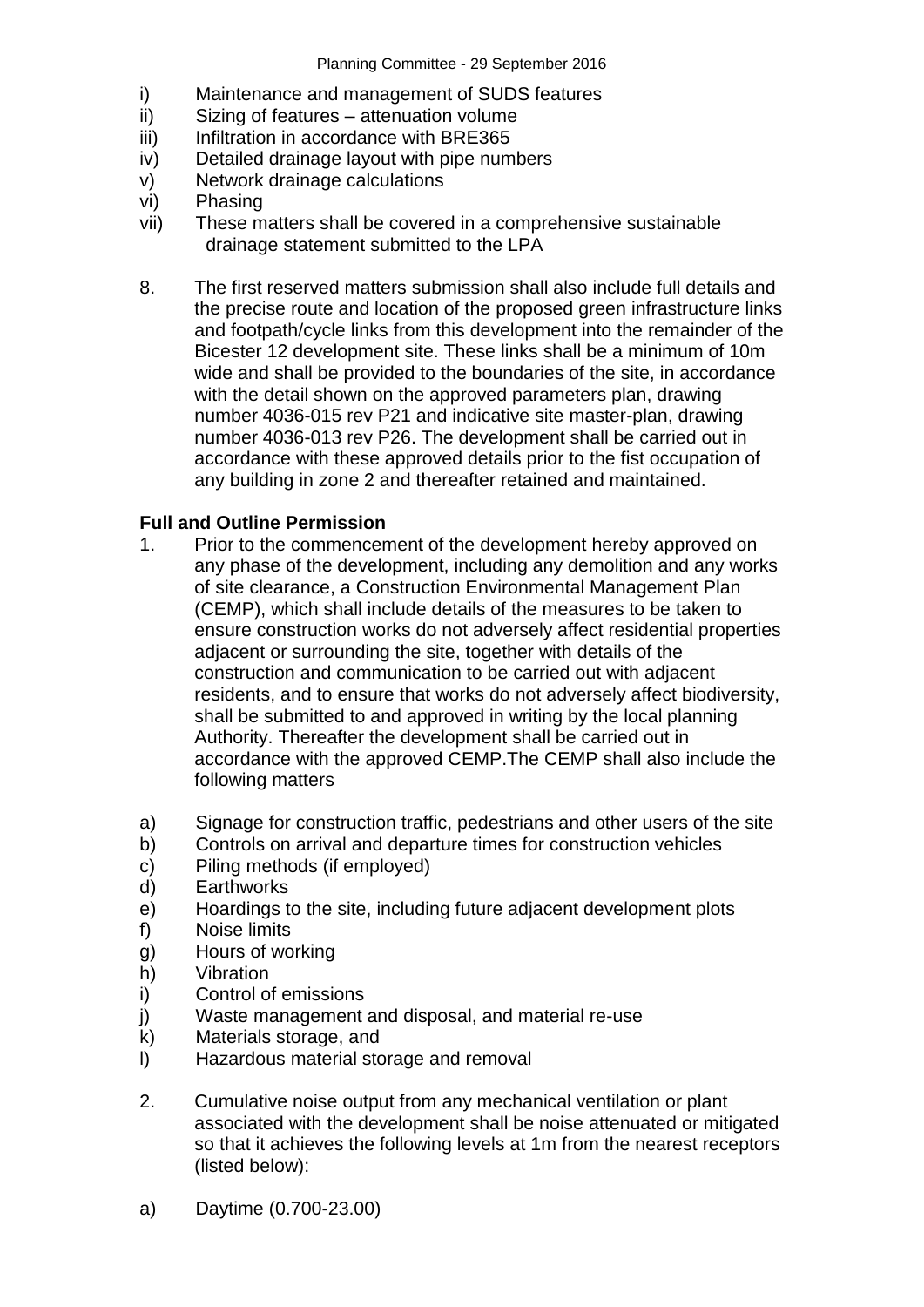i) Maintenance and management of SUDS features
ii) Sizing of features – attenuation volume
iii) Infiltration in accordance with BRE365
iv) Detailed drainage layout with pipe numbers
v) Network drainage calculations
vi) Phasing
vii) These matters shall be covered in a comprehensive sustainable drainage statement submitted to the LPA

8. The first reserved matters submission shall also include full details and the precise route and location of the proposed green infrastructure links and footpath/cycle links from this development into the remainder of the Bicester 12 development site. These links shall be a minimum of 10m wide and shall be provided to the boundaries of the site, in accordance with the detail shown on the approved parameters plan, drawing number 4036-015 rev P21 and indicative site master-plan, drawing number 4036-013 rev P26. The development shall be carried out in accordance with these approved details prior to the fist occupation of any building in zone 2 and thereafter retained and maintained.

**Full and Outline Permission**

1. Prior to the commencement of the development hereby approved on any phase of the development, including any demolition and any works of site clearance, a Construction Environmental Management Plan (CEMP), which shall include details of the measures to be taken to ensure construction works do not adversely affect residential properties adjacent or surrounding the site, together with details of the construction and communication to be carried out with adjacent residents, and to ensure that works do not adversely affect biodiversity, shall be submitted to and approved in writing by the local planning Authority. Thereafter the development shall be carried out in accordance with the approved CEMP.The CEMP shall also include the following matters

a) Signage for construction traffic, pedestrians and other users of the site
b) Controls on arrival and departure times for construction vehicles
c) Piling methods (if employed)
d) Earthworks
e) Hoardings to the site, including future adjacent development plots
f) Noise limits
g) Hours of working
h) Vibration
i) Control of emissions
j) Waste management and disposal, and material re-use
k) Materials storage, and
l) Hazardous material storage and removal

2. Cumulative noise output from any mechanical ventilation or plant associated with the development shall be noise attenuated or mitigated so that it achieves the following levels at 1m from the nearest receptors (listed below):

a) Daytime (0.700-23.00)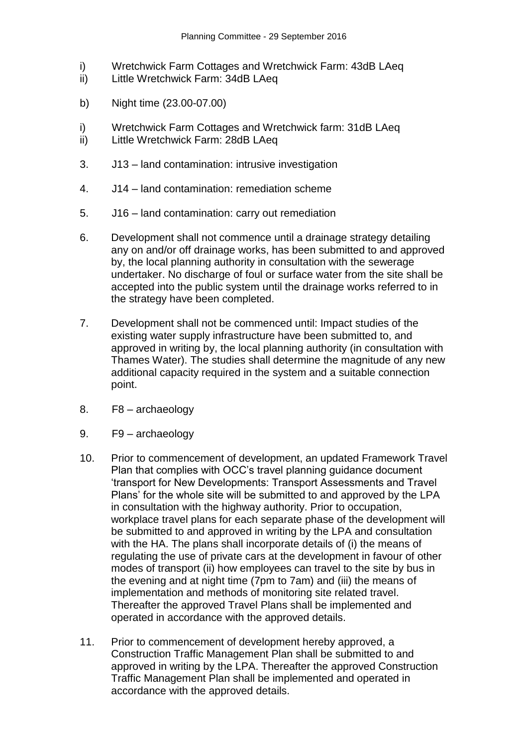i) Wretchwick Farm Cottages and Wretchwick Farm: 43dB LAeq
ii) Little Wretchwick Farm: 34dB LAeq

b) Night time (23.00-07.00)

i) Wretchwick Farm Cottages and Wretchwick farm: 31dB LAeq
ii) Little Wretchwick Farm: 28dB LAeq

3. J13 – land contamination: intrusive investigation

4. J14 – land contamination: remediation scheme

5. J16 – land contamination: carry out remediation

6. Development shall not commence until a drainage strategy detailing any on and/or off drainage works, has been submitted to and approved by, the local planning authority in consultation with the sewerage undertaker. No discharge of foul or surface water from the site shall be accepted into the public system until the drainage works referred to in the strategy have been completed.

7. Development shall not be commenced until: Impact studies of the existing water supply infrastructure have been submitted to, and approved in writing by, the local planning authority (in consultation with Thames Water). The studies shall determine the magnitude of any new additional capacity required in the system and a suitable connection point.

8. F8 – archaeology

9. F9 – archaeology

10. Prior to commencement of development, an updated Framework Travel Plan that complies with OCC's travel planning guidance document 'transport for New Developments: Transport Assessments and Travel Plans' for the whole site will be submitted to and approved by the LPA in consultation with the highway authority. Prior to occupation, workplace travel plans for each separate phase of the development will be submitted to and approved in writing by the LPA and consultation with the HA. The plans shall incorporate details of (i) the means of regulating the use of private cars at the development in favour of other modes of transport (ii) how employees can travel to the site by bus in the evening and at night time (7pm to 7am) and (iii) the means of implementation and methods of monitoring site related travel. Thereafter the approved Travel Plans shall be implemented and operated in accordance with the approved details.

11. Prior to commencement of development hereby approved, a Construction Traffic Management Plan shall be submitted to and approved in writing by the LPA. Thereafter the approved Construction Traffic Management Plan shall be implemented and operated in accordance with the approved details.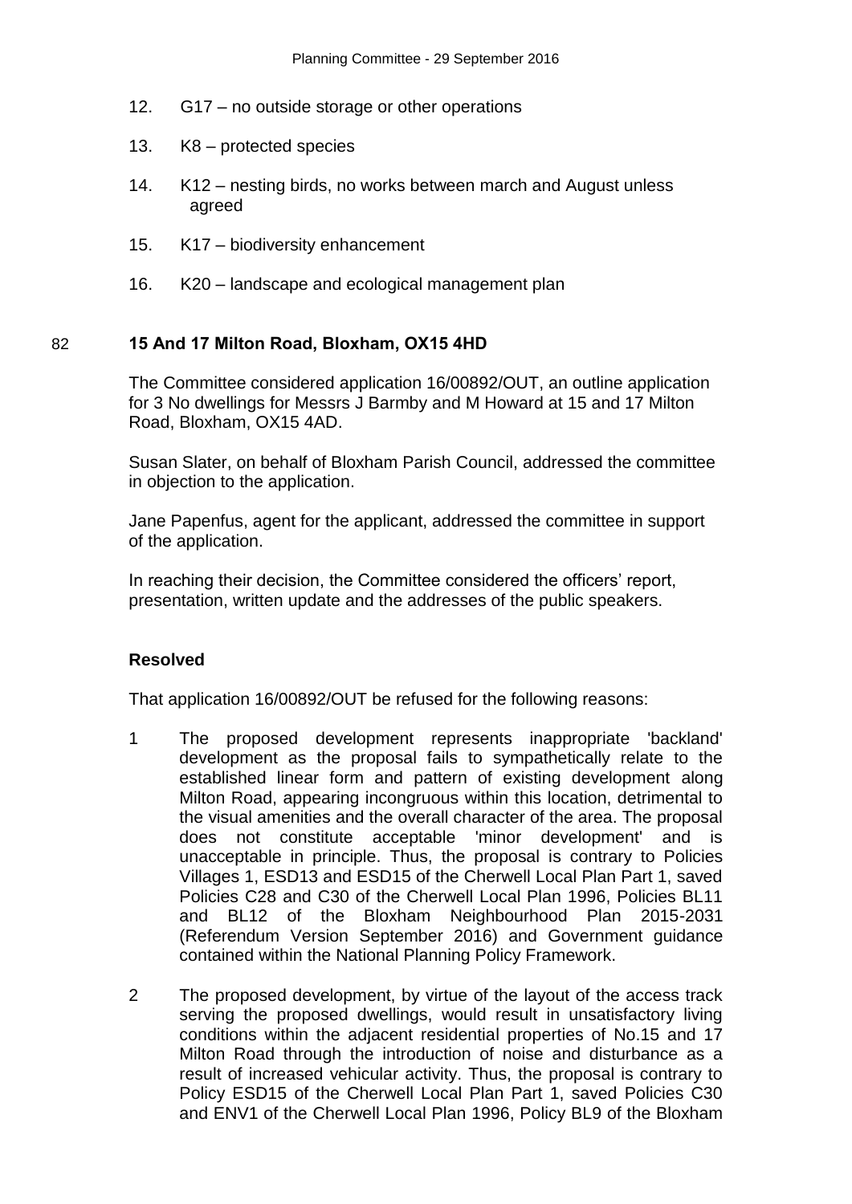12. G17 – no outside storage or other operations

13. K8 – protected species

14. K12 – nesting birds, no works between march and August unless agreed

15. K17 – biodiversity enhancement

16. K20 – landscape and ecological management plan

## 82 15 And 17 Milton Road, Bloxham, OX15 4HD

The Committee considered application 16/00892/OUT, an outline application for 3 No dwellings for Messrs J Barmby and M Howard at 15 and 17 Milton Road, Bloxham, OX15 4AD.

Susan Slater, on behalf of Bloxham Parish Council, addressed the committee in objection to the application.

Jane Papenfus, agent for the applicant, addressed the committee in support of the application.

In reaching their decision, the Committee considered the officers' report, presentation, written update and the addresses of the public speakers.

**Resolved**

That application 16/00892/OUT be refused for the following reasons:

1. The proposed development represents inappropriate 'backland' development as the proposal fails to sympathetically relate to the established linear form and pattern of existing development along Milton Road, appearing incongruous within this location, detrimental to the visual amenities and the overall character of the area. The proposal does not constitute acceptable 'minor development' and is unacceptable in principle. Thus, the proposal is contrary to Policies Villages 1, ESD13 and ESD15 of the Cherwell Local Plan Part 1, saved Policies C28 and C30 of the Cherwell Local Plan 1996, Policies BL11 and BL12 of the Bloxham Neighbourhood Plan 2015-2031 (Referendum Version September 2016) and Government guidance contained within the National Planning Policy Framework.

2. The proposed development, by virtue of the layout of the access track serving the proposed dwellings, would result in unsatisfactory living conditions within the adjacent residential properties of No.15 and 17 Milton Road through the introduction of noise and disturbance as a result of increased vehicular activity. Thus, the proposal is contrary to Policy ESD15 of the Cherwell Local Plan Part 1, saved Policies C30 and ENV1 of the Cherwell Local Plan 1996, Policy BL9 of the Bloxham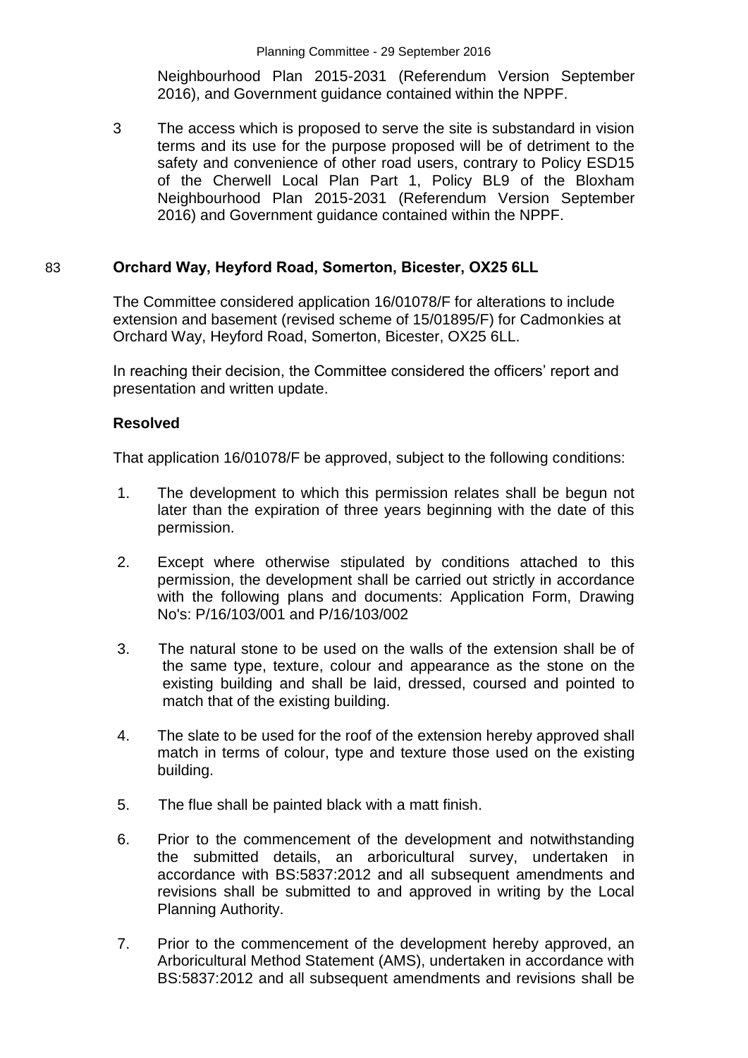Neighbourhood Plan 2015-2031 (Referendum Version September 2016), and Government guidance contained within the NPPF.

3 The access which is proposed to serve the site is substandard in vision terms and its use for the purpose proposed will be of detriment to the safety and convenience of other road users, contrary to Policy ESD15 of the Cherwell Local Plan Part 1, Policy BL9 of the Bloxham Neighbourhood Plan 2015-2031 (Referendum Version September 2016) and Government guidance contained within the NPPF.

## 83 Orchard Way, Heyford Road, Somerton, Bicester, OX25 6LL

The Committee considered application 16/01078/F for alterations to include extension and basement (revised scheme of 15/01895/F) for Cadmonkies at Orchard Way, Heyford Road, Somerton, Bicester, OX25 6LL.

In reaching their decision, the Committee considered the officers' report and presentation and written update.

**Resolved**

That application 16/01078/F be approved, subject to the following conditions:

1. The development to which this permission relates shall be begun not later than the expiration of three years beginning with the date of this permission.

2. Except where otherwise stipulated by conditions attached to this permission, the development shall be carried out strictly in accordance with the following plans and documents: Application Form, Drawing No's: P/16/103/001 and P/16/103/002

3. The natural stone to be used on the walls of the extension shall be of the same type, texture, colour and appearance as the stone on the existing building and shall be laid, dressed, coursed and pointed to match that of the existing building.

4. The slate to be used for the roof of the extension hereby approved shall match in terms of colour, type and texture those used on the existing building.

5. The flue shall be painted black with a matt finish.

6. Prior to the commencement of the development and notwithstanding the submitted details, an arboricultural survey, undertaken in accordance with BS:5837:2012 and all subsequent amendments and revisions shall be submitted to and approved in writing by the Local Planning Authority.

7. Prior to the commencement of the development hereby approved, an Arboricultural Method Statement (AMS), undertaken in accordance with BS:5837:2012 and all subsequent amendments and revisions shall be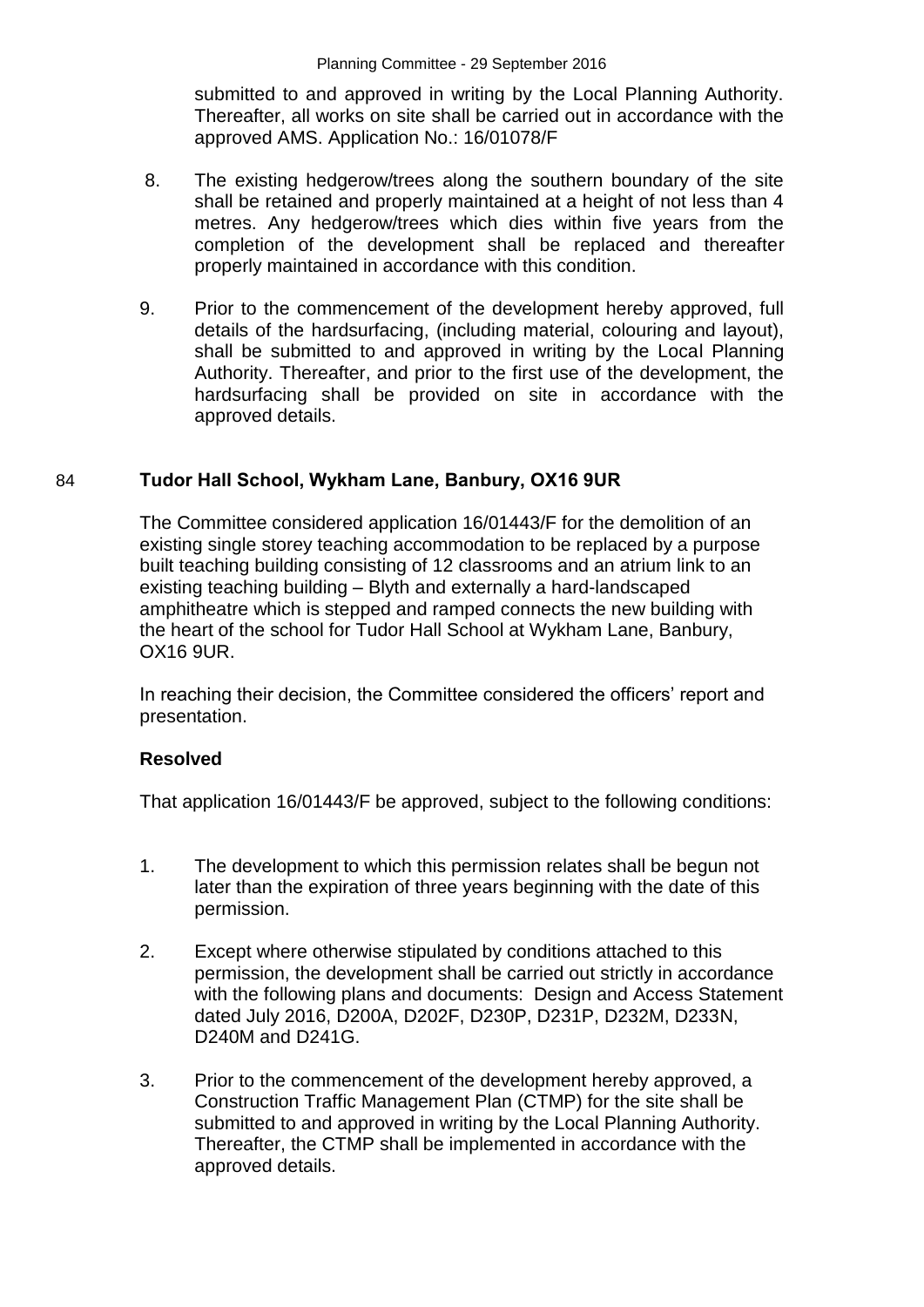submitted to and approved in writing by the Local Planning Authority. Thereafter, all works on site shall be carried out in accordance with the approved AMS. Application No.: 16/01078/F

8. The existing hedgerow/trees along the southern boundary of the site shall be retained and properly maintained at a height of not less than 4 metres. Any hedgerow/trees which dies within five years from the completion of the development shall be replaced and thereafter properly maintained in accordance with this condition.

9. Prior to the commencement of the development hereby approved, full details of the hardsurfacing, (including material, colouring and layout), shall be submitted to and approved in writing by the Local Planning Authority. Thereafter, and prior to the first use of the development, the hardsurfacing shall be provided on site in accordance with the approved details.

## 84 Tudor Hall School, Wykham Lane, Banbury, OX16 9UR

The Committee considered application 16/01443/F for the demolition of an existing single storey teaching accommodation to be replaced by a purpose built teaching building consisting of 12 classrooms and an atrium link to an existing teaching building – Blyth and externally a hard-landscaped amphitheatre which is stepped and ramped connects the new building with the heart of the school for Tudor Hall School at Wykham Lane, Banbury, OX16 9UR.

In reaching their decision, the Committee considered the officers' report and presentation.

**Resolved**

That application 16/01443/F be approved, subject to the following conditions:

1. The development to which this permission relates shall be begun not later than the expiration of three years beginning with the date of this permission.

2. Except where otherwise stipulated by conditions attached to this permission, the development shall be carried out strictly in accordance with the following plans and documents: Design and Access Statement dated July 2016, D200A, D202F, D230P, D231P, D232M, D233N, D240M and D241G.

3. Prior to the commencement of the development hereby approved, a Construction Traffic Management Plan (CTMP) for the site shall be submitted to and approved in writing by the Local Planning Authority. Thereafter, the CTMP shall be implemented in accordance with the approved details.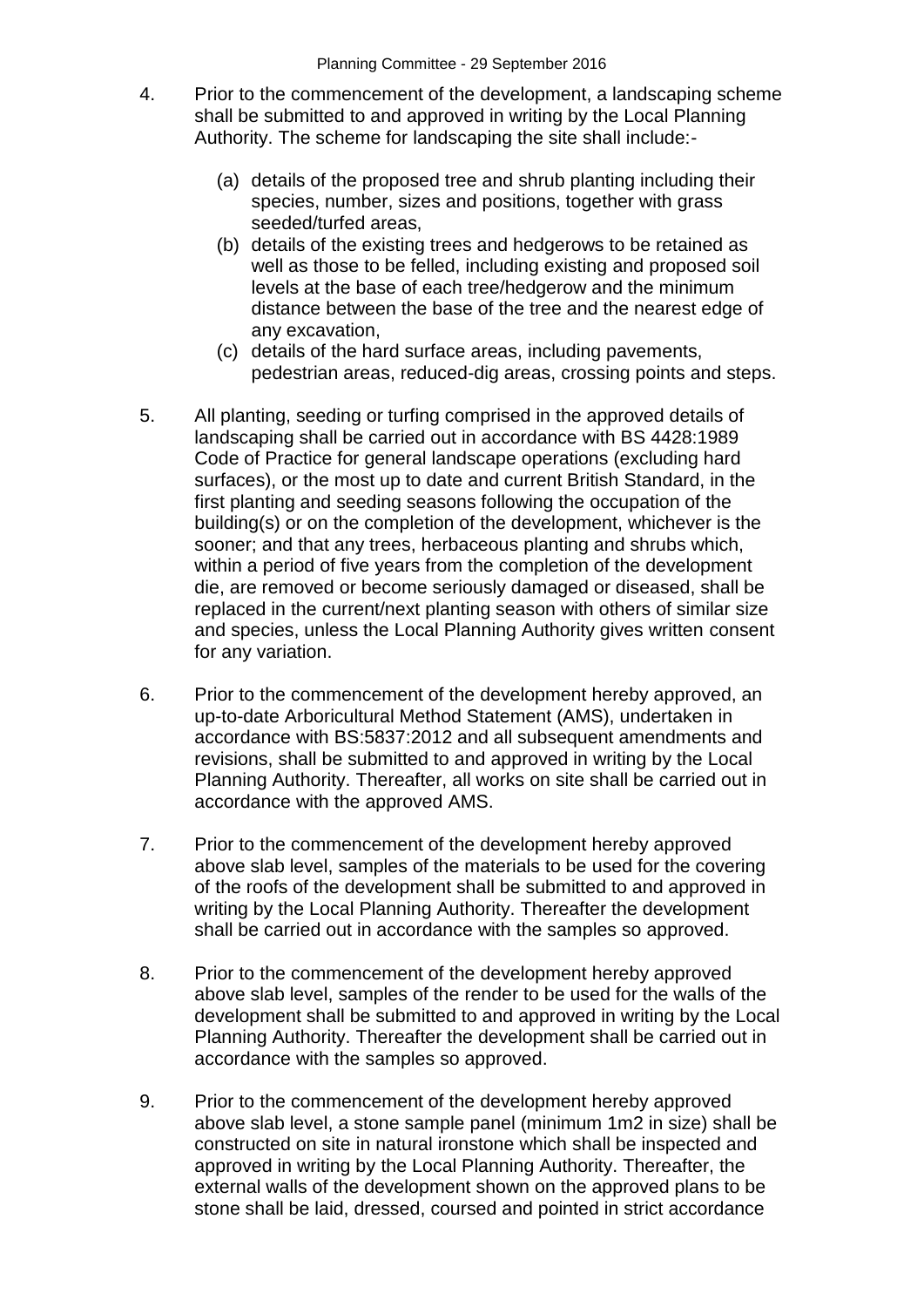4. Prior to the commencement of the development, a landscaping scheme shall be submitted to and approved in writing by the Local Planning Authority. The scheme for landscaping the site shall include:-

   (a) details of the proposed tree and shrub planting including their species, number, sizes and positions, together with grass seeded/turfed areas,
   (b) details of the existing trees and hedgerows to be retained as well as those to be felled, including existing and proposed soil levels at the base of each tree/hedgerow and the minimum distance between the base of the tree and the nearest edge of any excavation,
   (c) details of the hard surface areas, including pavements, pedestrian areas, reduced-dig areas, crossing points and steps.

5. All planting, seeding or turfing comprised in the approved details of landscaping shall be carried out in accordance with BS 4428:1989 Code of Practice for general landscape operations (excluding hard surfaces), or the most up to date and current British Standard, in the first planting and seeding seasons following the occupation of the building(s) or on the completion of the development, whichever is the sooner; and that any trees, herbaceous planting and shrubs which, within a period of five years from the completion of the development die, are removed or become seriously damaged or diseased, shall be replaced in the current/next planting season with others of similar size and species, unless the Local Planning Authority gives written consent for any variation.

6. Prior to the commencement of the development hereby approved, an up-to-date Arboricultural Method Statement (AMS), undertaken in accordance with BS:5837:2012 and all subsequent amendments and revisions, shall be submitted to and approved in writing by the Local Planning Authority. Thereafter, all works on site shall be carried out in accordance with the approved AMS.

7. Prior to the commencement of the development hereby approved above slab level, samples of the materials to be used for the covering of the roofs of the development shall be submitted to and approved in writing by the Local Planning Authority. Thereafter the development shall be carried out in accordance with the samples so approved.

8. Prior to the commencement of the development hereby approved above slab level, samples of the render to be used for the walls of the development shall be submitted to and approved in writing by the Local Planning Authority. Thereafter the development shall be carried out in accordance with the samples so approved.

9. Prior to the commencement of the development hereby approved above slab level, a stone sample panel (minimum 1m2 in size) shall be constructed on site in natural ironstone which shall be inspected and approved in writing by the Local Planning Authority. Thereafter, the external walls of the development shown on the approved plans to be stone shall be laid, dressed, coursed and pointed in strict accordance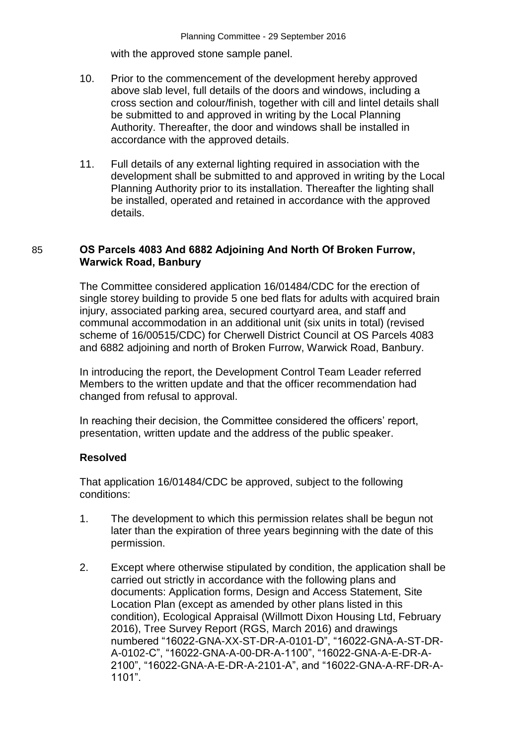with the approved stone sample panel.

10. Prior to the commencement of the development hereby approved above slab level, full details of the doors and windows, including a cross section and colour/finish, together with cill and lintel details shall be submitted to and approved in writing by the Local Planning Authority. Thereafter, the door and windows shall be installed in accordance with the approved details.

11. Full details of any external lighting required in association with the development shall be submitted to and approved in writing by the Local Planning Authority prior to its installation. Thereafter the lighting shall be installed, operated and retained in accordance with the approved details.

## 85 OS Parcels 4083 And 6882 Adjoining And North Of Broken Furrow, Warwick Road, Banbury

The Committee considered application 16/01484/CDC for the erection of single storey building to provide 5 one bed flats for adults with acquired brain injury, associated parking area, secured courtyard area, and staff and communal accommodation in an additional unit (six units in total) (revised scheme of 16/00515/CDC) for Cherwell District Council at OS Parcels 4083 and 6882 adjoining and north of Broken Furrow, Warwick Road, Banbury.

In introducing the report, the Development Control Team Leader referred Members to the written update and that the officer recommendation had changed from refusal to approval.

In reaching their decision, the Committee considered the officers' report, presentation, written update and the address of the public speaker.

**Resolved**

That application 16/01484/CDC be approved, subject to the following conditions:

1. The development to which this permission relates shall be begun not later than the expiration of three years beginning with the date of this permission.

2. Except where otherwise stipulated by condition, the application shall be carried out strictly in accordance with the following plans and documents: Application forms, Design and Access Statement, Site Location Plan (except as amended by other plans listed in this condition), Ecological Appraisal (Willmott Dixon Housing Ltd, February 2016), Tree Survey Report (RGS, March 2016) and drawings numbered "16022-GNA-XX-ST-DR-A-0101-D", "16022-GNA-A-ST-DR-A-0102-C", "16022-GNA-A-00-DR-A-1100", "16022-GNA-A-E-DR-A-2100", "16022-GNA-A-E-DR-A-2101-A", and "16022-GNA-A-RF-DR-A-1101".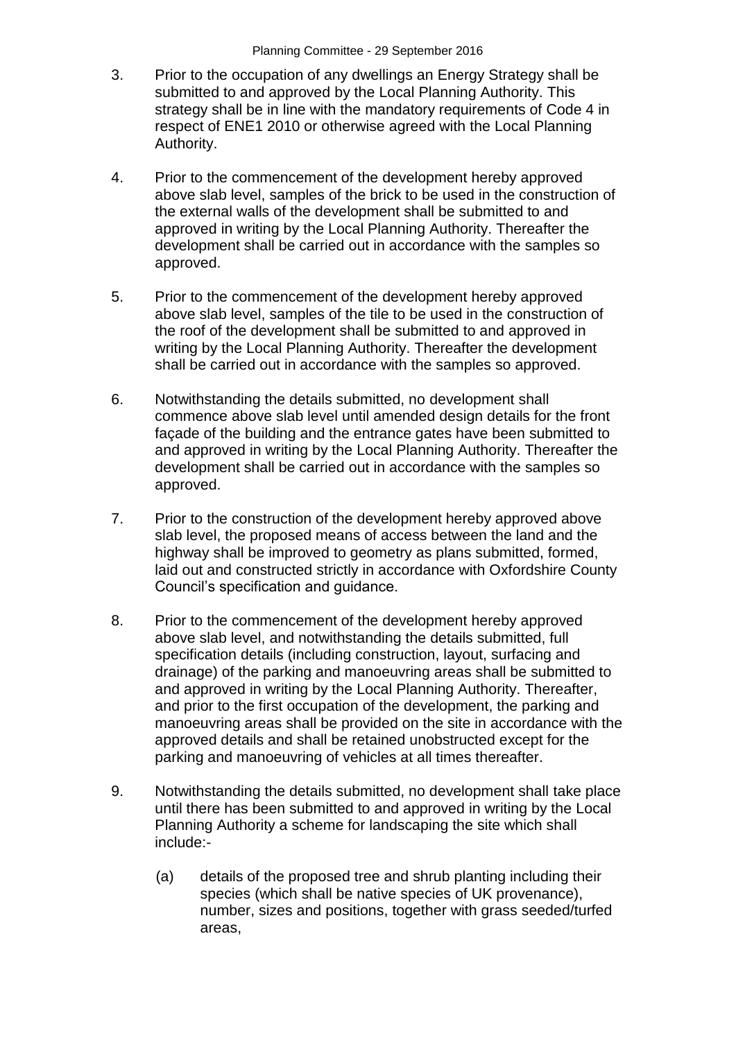3. Prior to the occupation of any dwellings an Energy Strategy shall be submitted to and approved by the Local Planning Authority. This strategy shall be in line with the mandatory requirements of Code 4 in respect of ENE1 2010 or otherwise agreed with the Local Planning Authority.

4. Prior to the commencement of the development hereby approved above slab level, samples of the brick to be used in the construction of the external walls of the development shall be submitted to and approved in writing by the Local Planning Authority. Thereafter the development shall be carried out in accordance with the samples so approved.

5. Prior to the commencement of the development hereby approved above slab level, samples of the tile to be used in the construction of the roof of the development shall be submitted to and approved in writing by the Local Planning Authority. Thereafter the development shall be carried out in accordance with the samples so approved.

6. Notwithstanding the details submitted, no development shall commence above slab level until amended design details for the front façade of the building and the entrance gates have been submitted to and approved in writing by the Local Planning Authority. Thereafter the development shall be carried out in accordance with the samples so approved.

7. Prior to the construction of the development hereby approved above slab level, the proposed means of access between the land and the highway shall be improved to geometry as plans submitted, formed, laid out and constructed strictly in accordance with Oxfordshire County Council's specification and guidance.

8. Prior to the commencement of the development hereby approved above slab level, and notwithstanding the details submitted, full specification details (including construction, layout, surfacing and drainage) of the parking and manoeuvring areas shall be submitted to and approved in writing by the Local Planning Authority. Thereafter, and prior to the first occupation of the development, the parking and manoeuvring areas shall be provided on the site in accordance with the approved details and shall be retained unobstructed except for the parking and manoeuvring of vehicles at all times thereafter.

9. Notwithstanding the details submitted, no development shall take place until there has been submitted to and approved in writing by the Local Planning Authority a scheme for landscaping the site which shall include:-

   (a) details of the proposed tree and shrub planting including their species (which shall be native species of UK provenance), number, sizes and positions, together with grass seeded/turfed areas,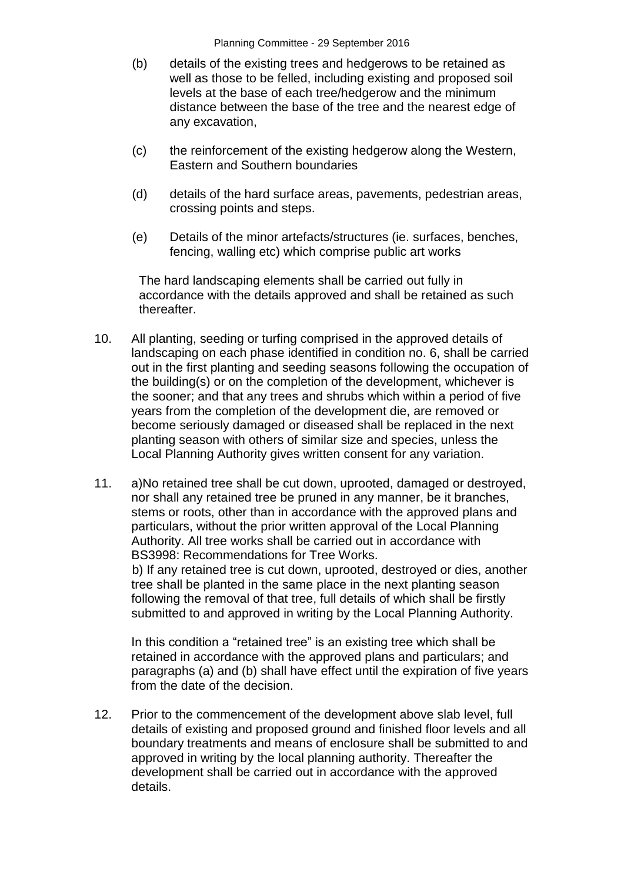(b) details of the existing trees and hedgerows to be retained as well as those to be felled, including existing and proposed soil levels at the base of each tree/hedgerow and the minimum distance between the base of the tree and the nearest edge of any excavation,

(c) the reinforcement of the existing hedgerow along the Western, Eastern and Southern boundaries

(d) details of the hard surface areas, pavements, pedestrian areas, crossing points and steps.

(e) Details of the minor artefacts/structures (ie. surfaces, benches, fencing, walling etc) which comprise public art works

The hard landscaping elements shall be carried out fully in accordance with the details approved and shall be retained as such thereafter.

10. All planting, seeding or turfing comprised in the approved details of landscaping on each phase identified in condition no. 6, shall be carried out in the first planting and seeding seasons following the occupation of the building(s) or on the completion of the development, whichever is the sooner; and that any trees and shrubs which within a period of five years from the completion of the development die, are removed or become seriously damaged or diseased shall be replaced in the next planting season with others of similar size and species, unless the Local Planning Authority gives written consent for any variation.

11. a)No retained tree shall be cut down, uprooted, damaged or destroyed, nor shall any retained tree be pruned in any manner, be it branches, stems or roots, other than in accordance with the approved plans and particulars, without the prior written approval of the Local Planning Authority. All tree works shall be carried out in accordance with BS3998: Recommendations for Tree Works.
    b) If any retained tree is cut down, uprooted, destroyed or dies, another tree shall be planted in the same place in the next planting season following the removal of that tree, full details of which shall be firstly submitted to and approved in writing by the Local Planning Authority.

    In this condition a "retained tree" is an existing tree which shall be retained in accordance with the approved plans and particulars; and paragraphs (a) and (b) shall have effect until the expiration of five years from the date of the decision.

12. Prior to the commencement of the development above slab level, full details of existing and proposed ground and finished floor levels and all boundary treatments and means of enclosure shall be submitted to and approved in writing by the local planning authority. Thereafter the development shall be carried out in accordance with the approved details.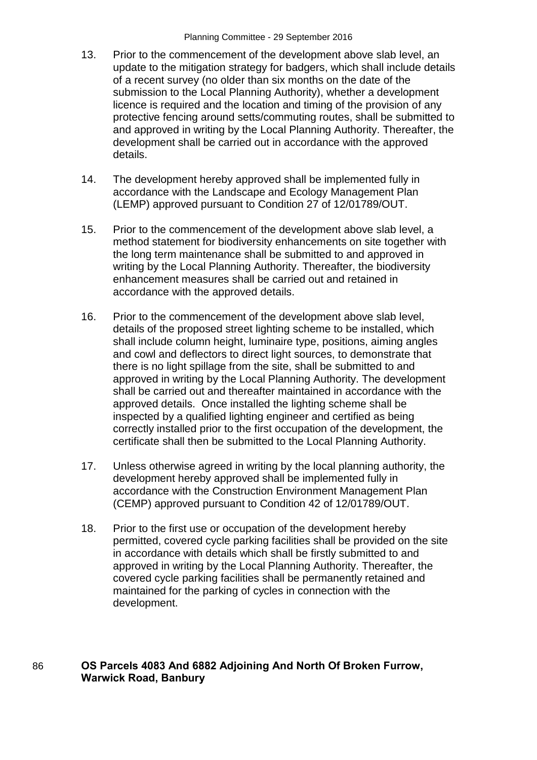13. Prior to the commencement of the development above slab level, an update to the mitigation strategy for badgers, which shall include details of a recent survey (no older than six months on the date of the submission to the Local Planning Authority), whether a development licence is required and the location and timing of the provision of any protective fencing around setts/commuting routes, shall be submitted to and approved in writing by the Local Planning Authority. Thereafter, the development shall be carried out in accordance with the approved details.

14. The development hereby approved shall be implemented fully in accordance with the Landscape and Ecology Management Plan (LEMP) approved pursuant to Condition 27 of 12/01789/OUT.

15. Prior to the commencement of the development above slab level, a method statement for biodiversity enhancements on site together with the long term maintenance shall be submitted to and approved in writing by the Local Planning Authority. Thereafter, the biodiversity enhancement measures shall be carried out and retained in accordance with the approved details.

16. Prior to the commencement of the development above slab level, details of the proposed street lighting scheme to be installed, which shall include column height, luminaire type, positions, aiming angles and cowl and deflectors to direct light sources, to demonstrate that there is no light spillage from the site, shall be submitted to and approved in writing by the Local Planning Authority. The development shall be carried out and thereafter maintained in accordance with the approved details. Once installed the lighting scheme shall be inspected by a qualified lighting engineer and certified as being correctly installed prior to the first occupation of the development, the certificate shall then be submitted to the Local Planning Authority.

17. Unless otherwise agreed in writing by the local planning authority, the development hereby approved shall be implemented fully in accordance with the Construction Environment Management Plan (CEMP) approved pursuant to Condition 42 of 12/01789/OUT.

18. Prior to the first use or occupation of the development hereby permitted, covered cycle parking facilities shall be provided on the site in accordance with details which shall be firstly submitted to and approved in writing by the Local Planning Authority. Thereafter, the covered cycle parking facilities shall be permanently retained and maintained for the parking of cycles in connection with the development.

## 86 OS Parcels 4083 And 6882 Adjoining And North Of Broken Furrow, Warwick Road, Banbury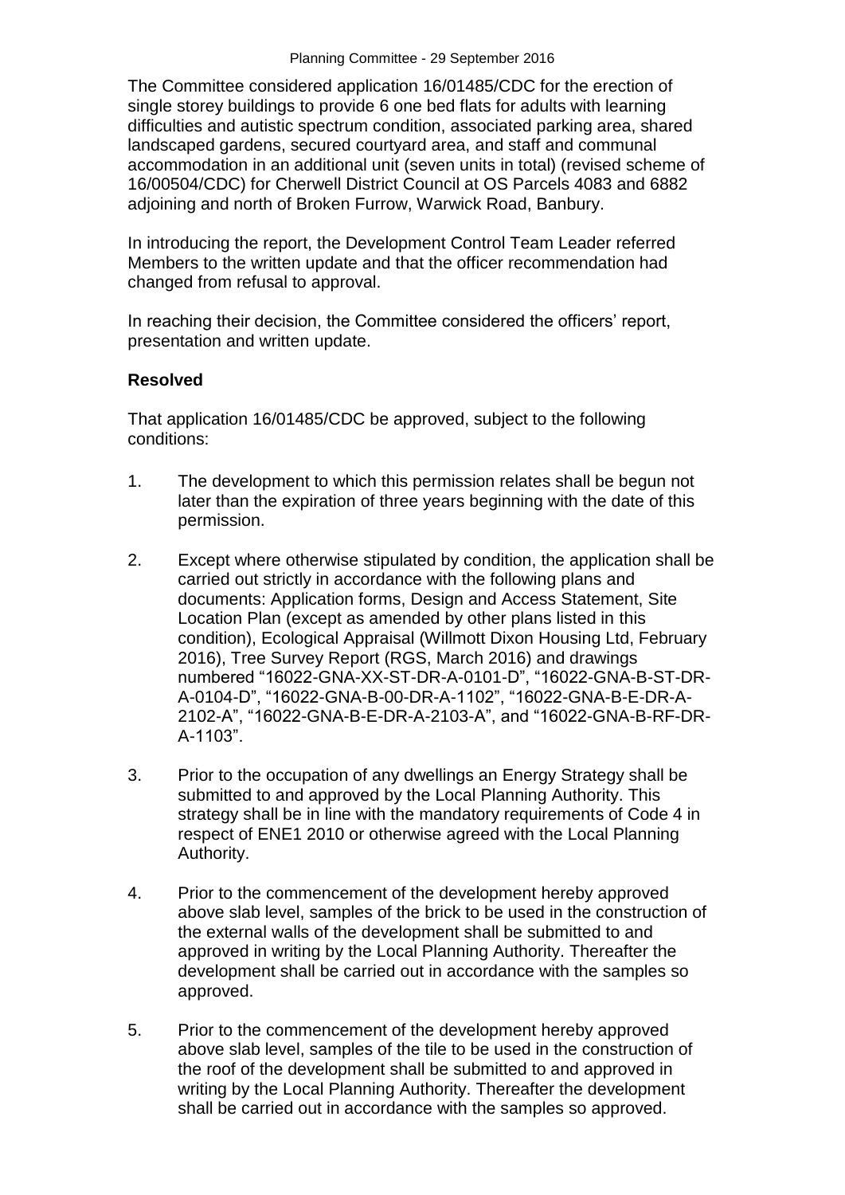The Committee considered application 16/01485/CDC for the erection of single storey buildings to provide 6 one bed flats for adults with learning difficulties and autistic spectrum condition, associated parking area, shared landscaped gardens, secured courtyard area, and staff and communal accommodation in an additional unit (seven units in total) (revised scheme of 16/00504/CDC) for Cherwell District Council at OS Parcels 4083 and 6882 adjoining and north of Broken Furrow, Warwick Road, Banbury.

In introducing the report, the Development Control Team Leader referred Members to the written update and that the officer recommendation had changed from refusal to approval.

In reaching their decision, the Committee considered the officers' report, presentation and written update.

**Resolved**

That application 16/01485/CDC be approved, subject to the following conditions:

1. The development to which this permission relates shall be begun not later than the expiration of three years beginning with the date of this permission.

2. Except where otherwise stipulated by condition, the application shall be carried out strictly in accordance with the following plans and documents: Application forms, Design and Access Statement, Site Location Plan (except as amended by other plans listed in this condition), Ecological Appraisal (Willmott Dixon Housing Ltd, February 2016), Tree Survey Report (RGS, March 2016) and drawings numbered "16022-GNA-XX-ST-DR-A-0101-D", "16022-GNA-B-ST-DR-A-0104-D", "16022-GNA-B-00-DR-A-1102", "16022-GNA-B-E-DR-A-2102-A", "16022-GNA-B-E-DR-A-2103-A", and "16022-GNA-B-RF-DR-A-1103".

3. Prior to the occupation of any dwellings an Energy Strategy shall be submitted to and approved by the Local Planning Authority. This strategy shall be in line with the mandatory requirements of Code 4 in respect of ENE1 2010 or otherwise agreed with the Local Planning Authority.

4. Prior to the commencement of the development hereby approved above slab level, samples of the brick to be used in the construction of the external walls of the development shall be submitted to and approved in writing by the Local Planning Authority. Thereafter the development shall be carried out in accordance with the samples so approved.

5. Prior to the commencement of the development hereby approved above slab level, samples of the tile to be used in the construction of the roof of the development shall be submitted to and approved in writing by the Local Planning Authority. Thereafter the development shall be carried out in accordance with the samples so approved.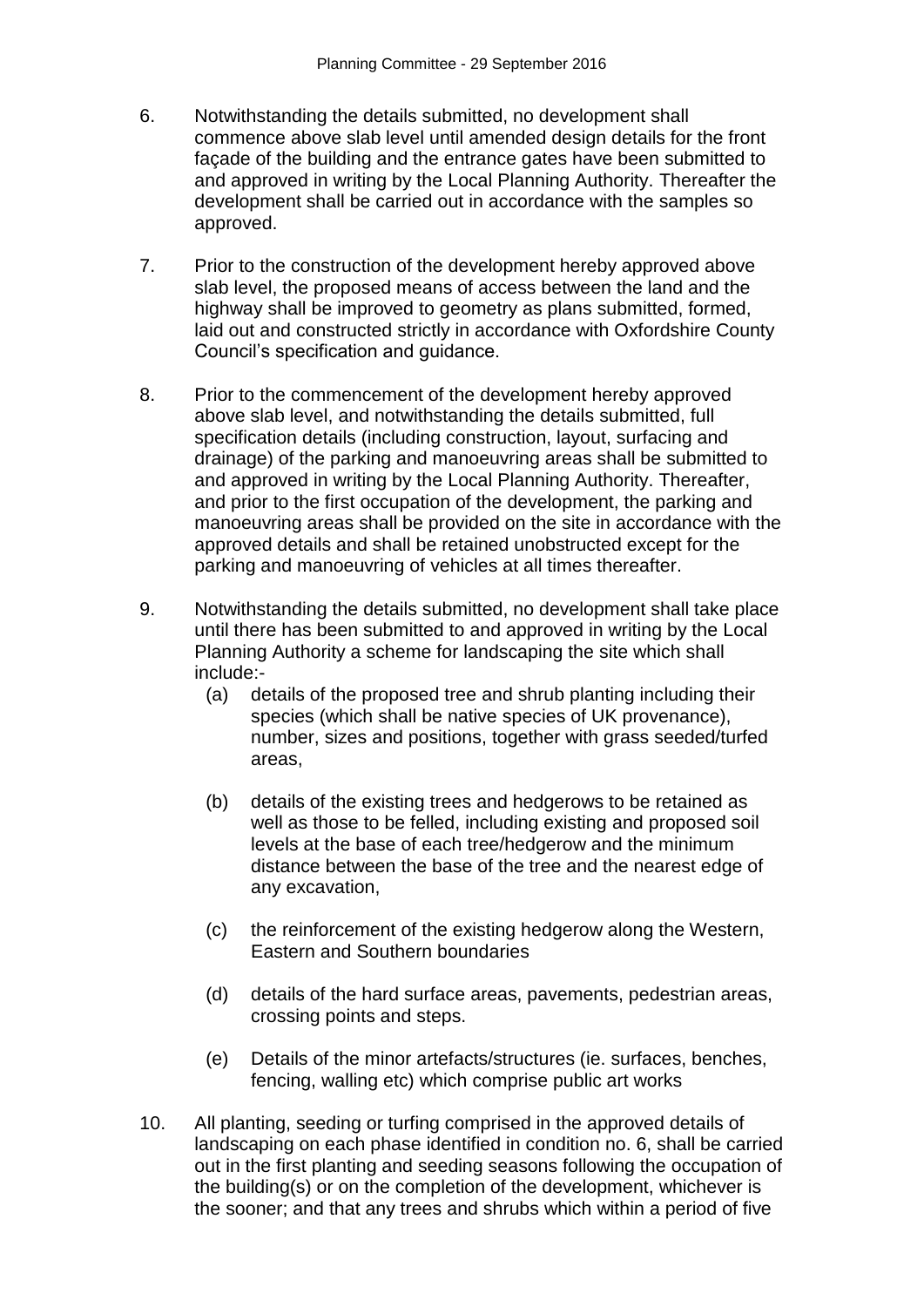6. Notwithstanding the details submitted, no development shall commence above slab level until amended design details for the front façade of the building and the entrance gates have been submitted to and approved in writing by the Local Planning Authority. Thereafter the development shall be carried out in accordance with the samples so approved.

7. Prior to the construction of the development hereby approved above slab level, the proposed means of access between the land and the highway shall be improved to geometry as plans submitted, formed, laid out and constructed strictly in accordance with Oxfordshire County Council's specification and guidance.

8. Prior to the commencement of the development hereby approved above slab level, and notwithstanding the details submitted, full specification details (including construction, layout, surfacing and drainage) of the parking and manoeuvring areas shall be submitted to and approved in writing by the Local Planning Authority. Thereafter, and prior to the first occupation of the development, the parking and manoeuvring areas shall be provided on the site in accordance with the approved details and shall be retained unobstructed except for the parking and manoeuvring of vehicles at all times thereafter.

9. Notwithstanding the details submitted, no development shall take place until there has been submitted to and approved in writing by the Local Planning Authority a scheme for landscaping the site which shall include:-

   (a) details of the proposed tree and shrub planting including their species (which shall be native species of UK provenance), number, sizes and positions, together with grass seeded/turfed areas,

   (b) details of the existing trees and hedgerows to be retained as well as those to be felled, including existing and proposed soil levels at the base of each tree/hedgerow and the minimum distance between the base of the tree and the nearest edge of any excavation,

   (c) the reinforcement of the existing hedgerow along the Western, Eastern and Southern boundaries

   (d) details of the hard surface areas, pavements, pedestrian areas, crossing points and steps.

   (e) Details of the minor artefacts/structures (ie. surfaces, benches, fencing, walling etc) which comprise public art works

10. All planting, seeding or turfing comprised in the approved details of landscaping on each phase identified in condition no. 6, shall be carried out in the first planting and seeding seasons following the occupation of the building(s) or on the completion of the development, whichever is the sooner; and that any trees and shrubs which within a period of five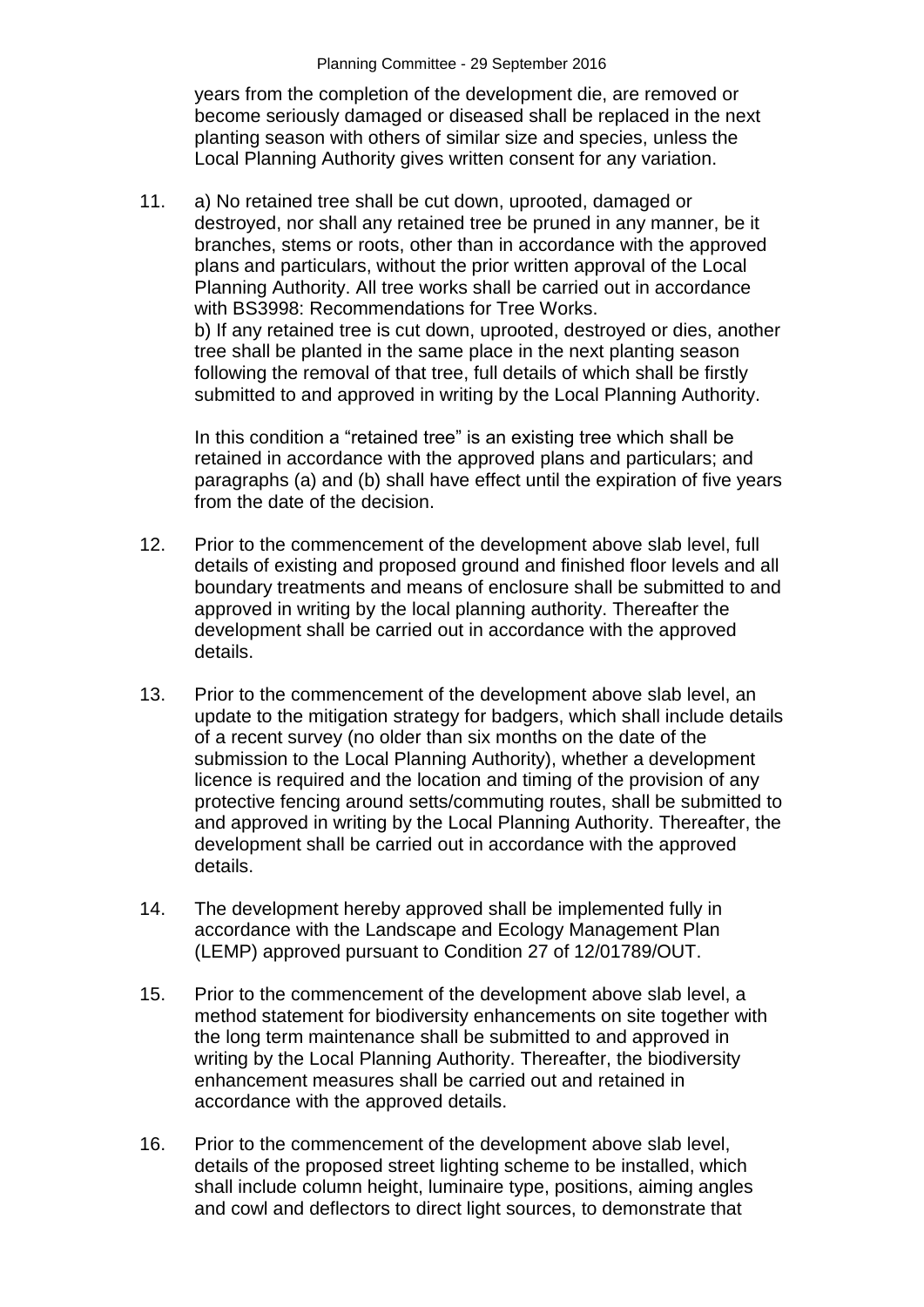years from the completion of the development die, are removed or become seriously damaged or diseased shall be replaced in the next planting season with others of similar size and species, unless the Local Planning Authority gives written consent for any variation.

11. a) No retained tree shall be cut down, uprooted, damaged or destroyed, nor shall any retained tree be pruned in any manner, be it branches, stems or roots, other than in accordance with the approved plans and particulars, without the prior written approval of the Local Planning Authority. All tree works shall be carried out in accordance with BS3998: Recommendations for Tree Works.
    b) If any retained tree is cut down, uprooted, destroyed or dies, another tree shall be planted in the same place in the next planting season following the removal of that tree, full details of which shall be firstly submitted to and approved in writing by the Local Planning Authority.

    In this condition a "retained tree" is an existing tree which shall be retained in accordance with the approved plans and particulars; and paragraphs (a) and (b) shall have effect until the expiration of five years from the date of the decision.

12. Prior to the commencement of the development above slab level, full details of existing and proposed ground and finished floor levels and all boundary treatments and means of enclosure shall be submitted to and approved in writing by the local planning authority. Thereafter the development shall be carried out in accordance with the approved details.

13. Prior to the commencement of the development above slab level, an update to the mitigation strategy for badgers, which shall include details of a recent survey (no older than six months on the date of the submission to the Local Planning Authority), whether a development licence is required and the location and timing of the provision of any protective fencing around setts/commuting routes, shall be submitted to and approved in writing by the Local Planning Authority. Thereafter, the development shall be carried out in accordance with the approved details.

14. The development hereby approved shall be implemented fully in accordance with the Landscape and Ecology Management Plan (LEMP) approved pursuant to Condition 27 of 12/01789/OUT.

15. Prior to the commencement of the development above slab level, a method statement for biodiversity enhancements on site together with the long term maintenance shall be submitted to and approved in writing by the Local Planning Authority. Thereafter, the biodiversity enhancement measures shall be carried out and retained in accordance with the approved details.

16. Prior to the commencement of the development above slab level, details of the proposed street lighting scheme to be installed, which shall include column height, luminaire type, positions, aiming angles and cowl and deflectors to direct light sources, to demonstrate that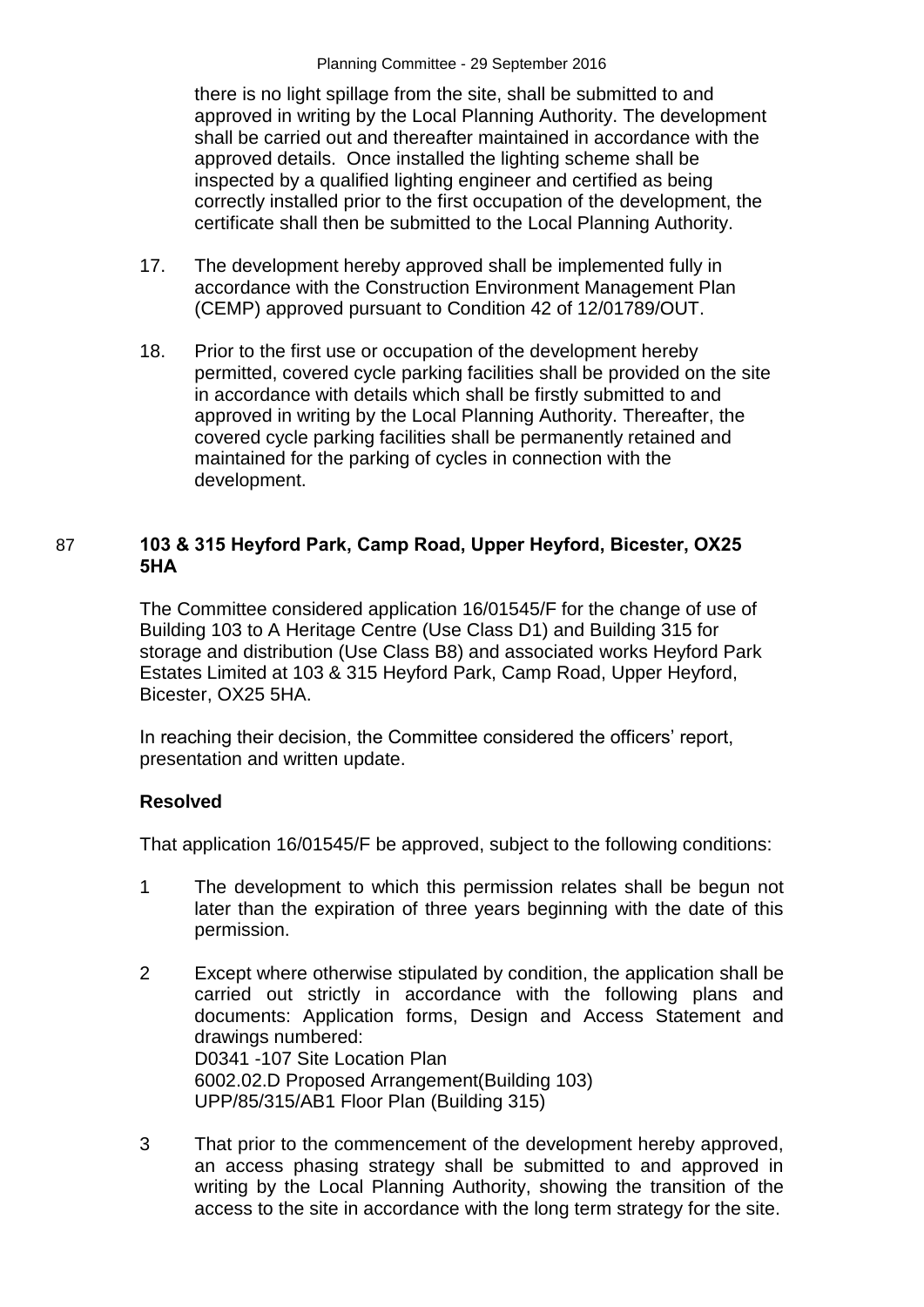there is no light spillage from the site, shall be submitted to and approved in writing by the Local Planning Authority. The development shall be carried out and thereafter maintained in accordance with the approved details. Once installed the lighting scheme shall be inspected by a qualified lighting engineer and certified as being correctly installed prior to the first occupation of the development, the certificate shall then be submitted to the Local Planning Authority.

17. The development hereby approved shall be implemented fully in accordance with the Construction Environment Management Plan (CEMP) approved pursuant to Condition 42 of 12/01789/OUT.

18. Prior to the first use or occupation of the development hereby permitted, covered cycle parking facilities shall be provided on the site in accordance with details which shall be firstly submitted to and approved in writing by the Local Planning Authority. Thereafter, the covered cycle parking facilities shall be permanently retained and maintained for the parking of cycles in connection with the development.

## 87 **103 & 315 Heyford Park, Camp Road, Upper Heyford, Bicester, OX25 5HA**

The Committee considered application 16/01545/F for the change of use of Building 103 to A Heritage Centre (Use Class D1) and Building 315 for storage and distribution (Use Class B8) and associated works Heyford Park Estates Limited at 103 & 315 Heyford Park, Camp Road, Upper Heyford, Bicester, OX25 5HA.

In reaching their decision, the Committee considered the officers' report, presentation and written update.

**Resolved**

That application 16/01545/F be approved, subject to the following conditions:

1 The development to which this permission relates shall be begun not later than the expiration of three years beginning with the date of this permission.

2 Except where otherwise stipulated by condition, the application shall be carried out strictly in accordance with the following plans and documents: Application forms, Design and Access Statement and drawings numbered:
D0341 -107 Site Location Plan
6002.02.D Proposed Arrangement(Building 103)
UPP/85/315/AB1 Floor Plan (Building 315)

3 That prior to the commencement of the development hereby approved, an access phasing strategy shall be submitted to and approved in writing by the Local Planning Authority, showing the transition of the access to the site in accordance with the long term strategy for the site.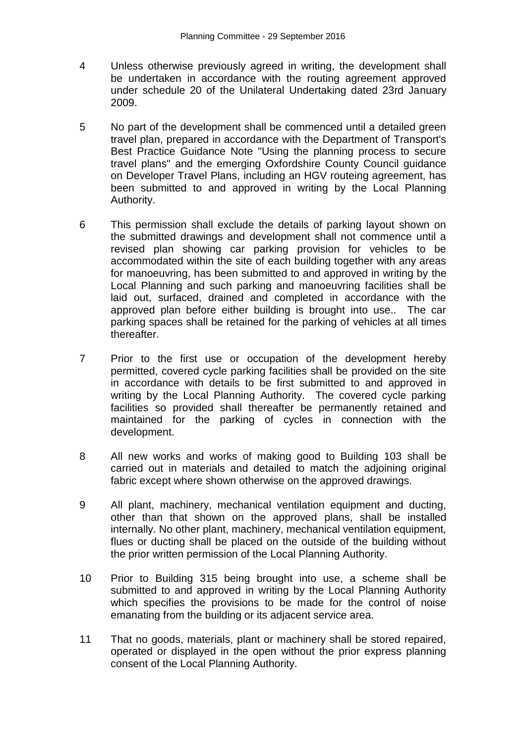4 Unless otherwise previously agreed in writing, the development shall be undertaken in accordance with the routing agreement approved under schedule 20 of the Unilateral Undertaking dated 23rd January 2009.

5 No part of the development shall be commenced until a detailed green travel plan, prepared in accordance with the Department of Transport's Best Practice Guidance Note "Using the planning process to secure travel plans" and the emerging Oxfordshire County Council guidance on Developer Travel Plans, including an HGV routeing agreement, has been submitted to and approved in writing by the Local Planning Authority.

6 This permission shall exclude the details of parking layout shown on the submitted drawings and development shall not commence until a revised plan showing car parking provision for vehicles to be accommodated within the site of each building together with any areas for manoeuvring, has been submitted to and approved in writing by the Local Planning and such parking and manoeuvring facilities shall be laid out, surfaced, drained and completed in accordance with the approved plan before either building is brought into use.. The car parking spaces shall be retained for the parking of vehicles at all times thereafter.

7 Prior to the first use or occupation of the development hereby permitted, covered cycle parking facilities shall be provided on the site in accordance with details to be first submitted to and approved in writing by the Local Planning Authority. The covered cycle parking facilities so provided shall thereafter be permanently retained and maintained for the parking of cycles in connection with the development.

8 All new works and works of making good to Building 103 shall be carried out in materials and detailed to match the adjoining original fabric except where shown otherwise on the approved drawings.

9 All plant, machinery, mechanical ventilation equipment and ducting, other than that shown on the approved plans, shall be installed internally. No other plant, machinery, mechanical ventilation equipment, flues or ducting shall be placed on the outside of the building without the prior written permission of the Local Planning Authority.

10 Prior to Building 315 being brought into use, a scheme shall be submitted to and approved in writing by the Local Planning Authority which specifies the provisions to be made for the control of noise emanating from the building or its adjacent service area.

11 That no goods, materials, plant or machinery shall be stored repaired, operated or displayed in the open without the prior express planning consent of the Local Planning Authority.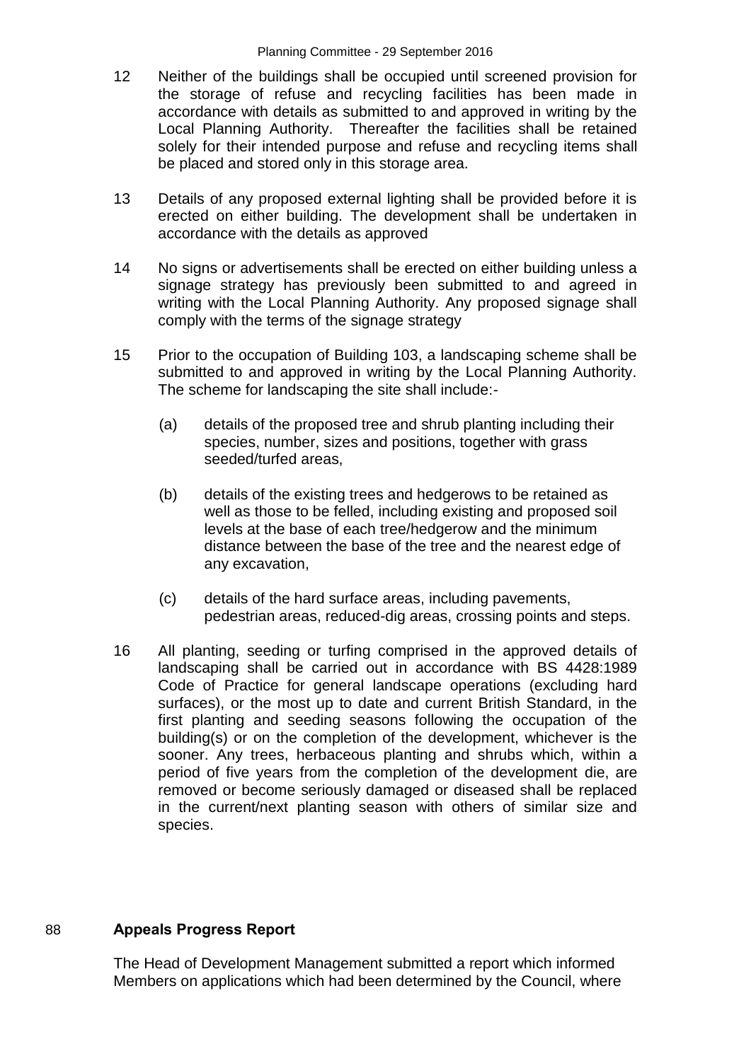12 Neither of the buildings shall be occupied until screened provision for the storage of refuse and recycling facilities has been made in accordance with details as submitted to and approved in writing by the Local Planning Authority. Thereafter the facilities shall be retained solely for their intended purpose and refuse and recycling items shall be placed and stored only in this storage area.

13 Details of any proposed external lighting shall be provided before it is erected on either building. The development shall be undertaken in accordance with the details as approved

14 No signs or advertisements shall be erected on either building unless a signage strategy has previously been submitted to and agreed in writing with the Local Planning Authority. Any proposed signage shall comply with the terms of the signage strategy

15 Prior to the occupation of Building 103, a landscaping scheme shall be submitted to and approved in writing by the Local Planning Authority. The scheme for landscaping the site shall include:-

(a) details of the proposed tree and shrub planting including their species, number, sizes and positions, together with grass seeded/turfed areas,

(b) details of the existing trees and hedgerows to be retained as well as those to be felled, including existing and proposed soil levels at the base of each tree/hedgerow and the minimum distance between the base of the tree and the nearest edge of any excavation,

(c) details of the hard surface areas, including pavements, pedestrian areas, reduced-dig areas, crossing points and steps.

16 All planting, seeding or turfing comprised in the approved details of landscaping shall be carried out in accordance with BS 4428:1989 Code of Practice for general landscape operations (excluding hard surfaces), or the most up to date and current British Standard, in the first planting and seeding seasons following the occupation of the building(s) or on the completion of the development, whichever is the sooner. Any trees, herbaceous planting and shrubs which, within a period of five years from the completion of the development die, are removed or become seriously damaged or diseased shall be replaced in the current/next planting season with others of similar size and species.

## 88 Appeals Progress Report

The Head of Development Management submitted a report which informed Members on applications which had been determined by the Council, where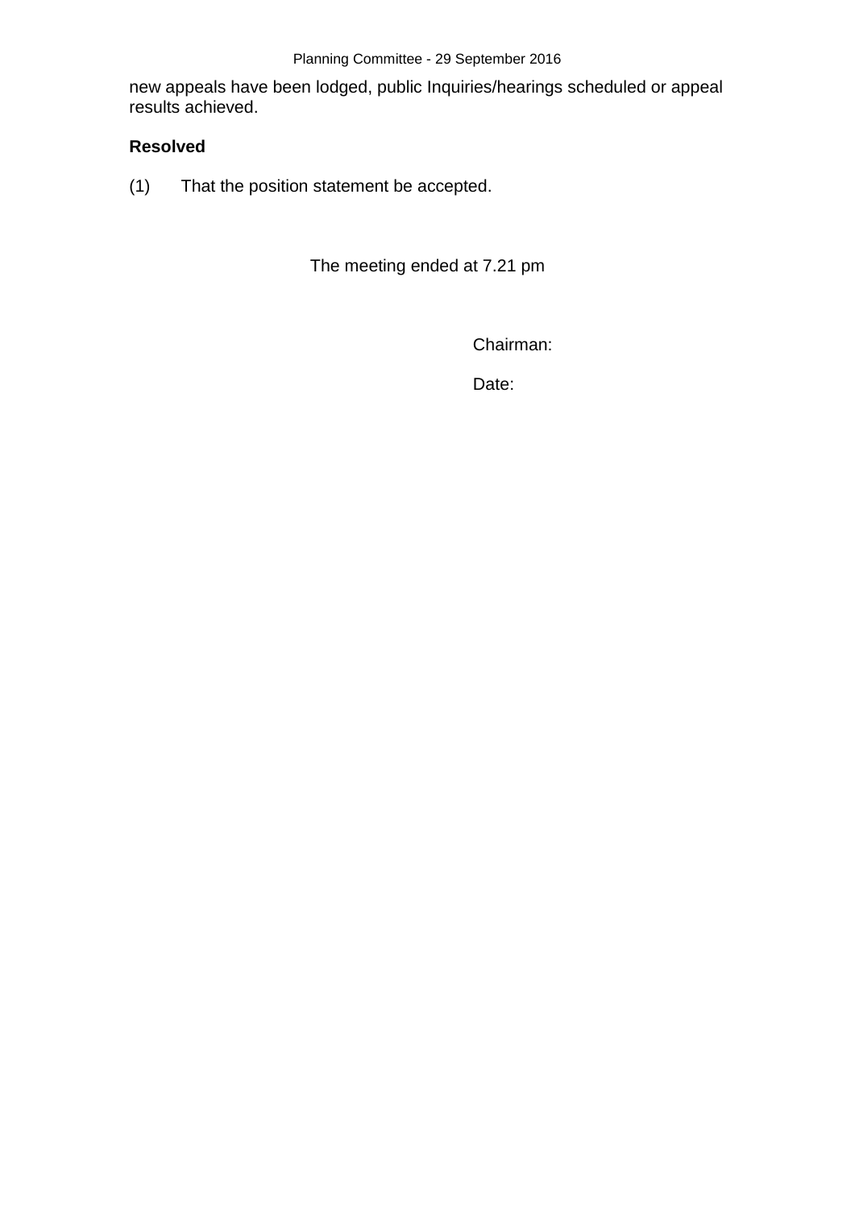new appeals have been lodged, public Inquiries/hearings scheduled or appeal results achieved.

**Resolved**

(1) That the position statement be accepted.

The meeting ended at 7.21 pm

Chairman:

Date: